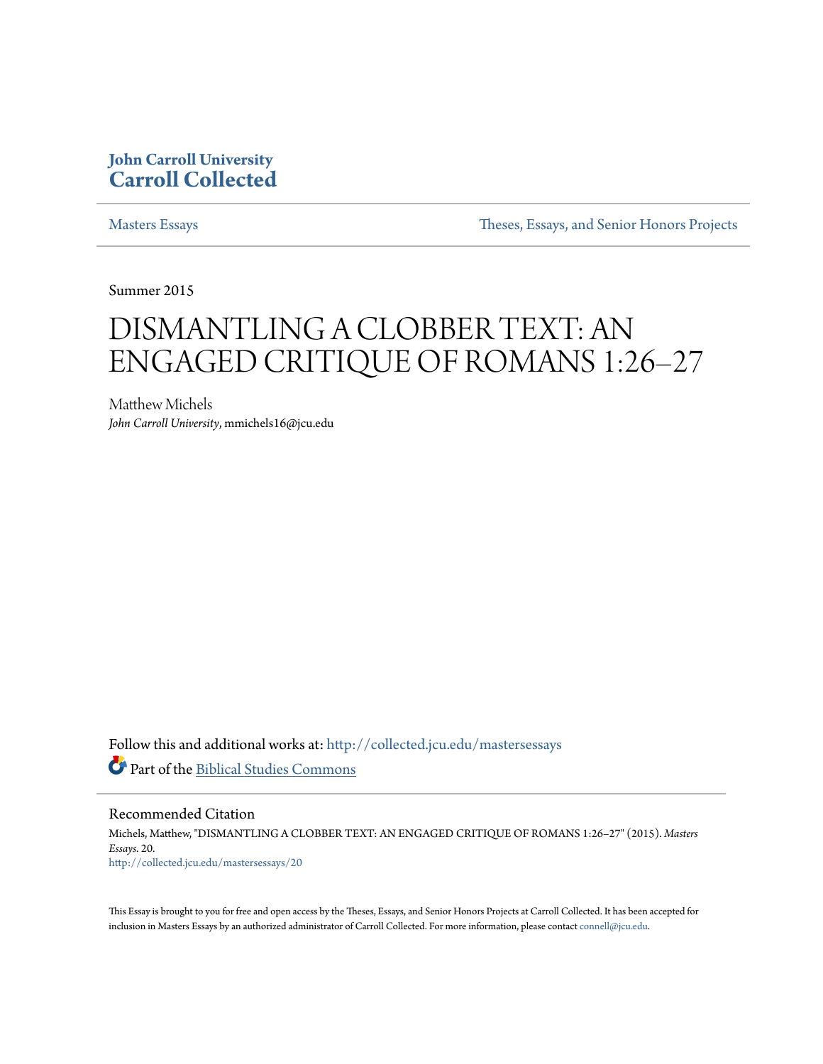John Carroll University
**Carroll Collected**

Masters Essays | Theses, Essays, and Senior Honors Projects

Summer 2015

# DISMANTLING A CLOBBER TEXT: AN ENGAGED CRITIQUE OF ROMANS 1:26–27

Matthew Michels
*John Carroll University*, mmichels16@jcu.edu

Follow this and additional works at: http://collected.jcu.edu/mastersessays

Part of the Biblical Studies Commons

## Recommended Citation

Michels, Matthew, "DISMANTLING A CLOBBER TEXT: AN ENGAGED CRITIQUE OF ROMANS 1:26–27" (2015). *Masters Essays*. 20.
http://collected.jcu.edu/mastersessays/20

This Essay is brought to you for free and open access by the Theses, Essays, and Senior Honors Projects at Carroll Collected. It has been accepted for inclusion in Masters Essays by an authorized administrator of Carroll Collected. For more information, please contact connell@jcu.edu.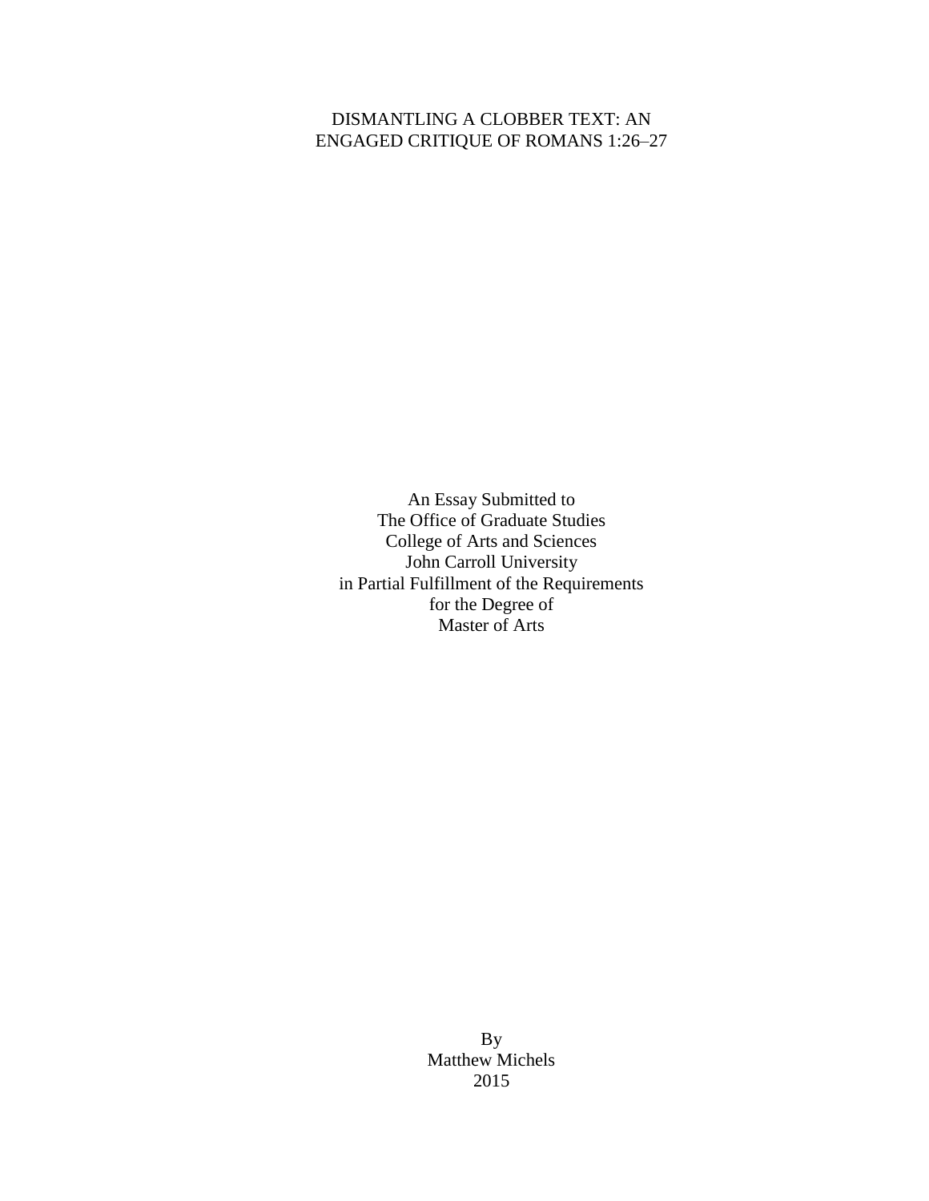# DISMANTLING A CLOBBER TEXT: AN ENGAGED CRITIQUE OF ROMANS 1:26–27

An Essay Submitted to
The Office of Graduate Studies
College of Arts and Sciences
John Carroll University
in Partial Fulfillment of the Requirements
for the Degree of
Master of Arts

By
Matthew Michels
2015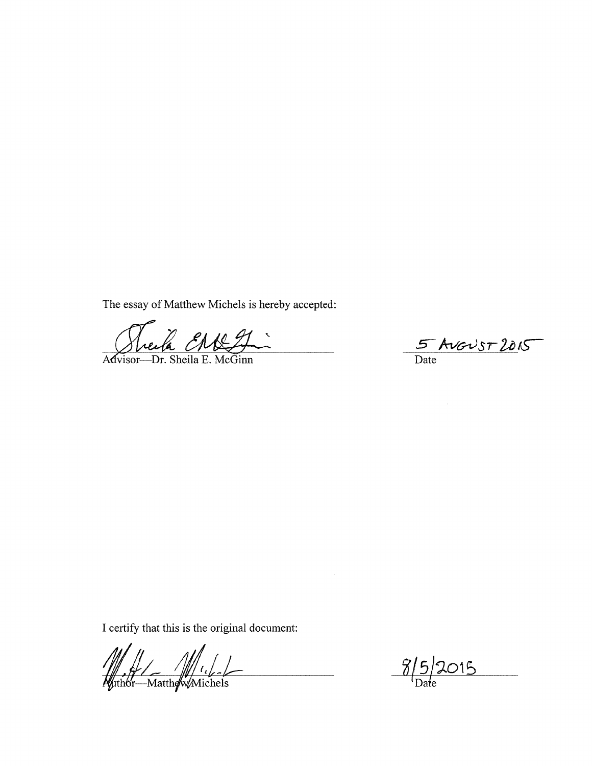The essay of Matthew Michels is hereby accepted:

Advisor—Dr. Sheila E. McGinn

5 AUGUST 2015

Date

I certify that this is the original document:

Author—Matthew Michels

8/5/2015

Date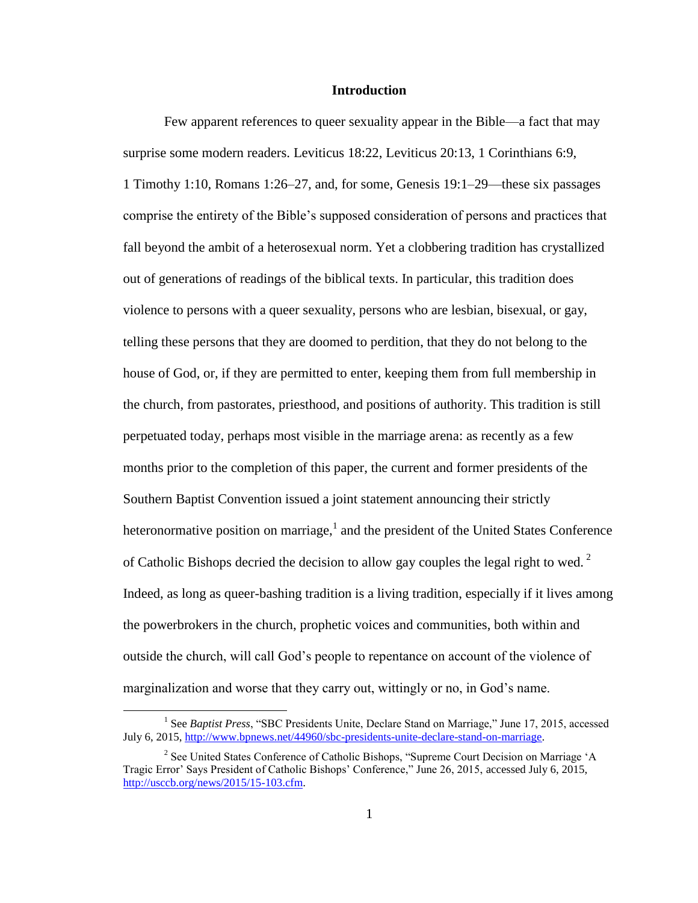# Introduction

Few apparent references to queer sexuality appear in the Bible—a fact that may surprise some modern readers. Leviticus 18:22, Leviticus 20:13, 1 Corinthians 6:9, 1 Timothy 1:10, Romans 1:26–27, and, for some, Genesis 19:1–29—these six passages comprise the entirety of the Bible's supposed consideration of persons and practices that fall beyond the ambit of a heterosexual norm. Yet a clobbering tradition has crystallized out of generations of readings of the biblical texts. In particular, this tradition does violence to persons with a queer sexuality, persons who are lesbian, bisexual, or gay, telling these persons that they are doomed to perdition, that they do not belong to the house of God, or, if they are permitted to enter, keeping them from full membership in the church, from pastorates, priesthood, and positions of authority. This tradition is still perpetuated today, perhaps most visible in the marriage arena: as recently as a few months prior to the completion of this paper, the current and former presidents of the Southern Baptist Convention issued a joint statement announcing their strictly heteronormative position on marriage,[1] and the president of the United States Conference of Catholic Bishops decried the decision to allow gay couples the legal right to wed.[2] Indeed, as long as queer-bashing tradition is a living tradition, especially if it lives among the powerbrokers in the church, prophetic voices and communities, both within and outside the church, will call God's people to repentance on account of the violence of marginalization and worse that they carry out, wittingly or no, in God's name.

---

[1] See *Baptist Press*, "SBC Presidents Unite, Declare Stand on Marriage," June 17, 2015, accessed July 6, 2015, http://www.bpnews.net/44960/sbc-presidents-unite-declare-stand-on-marriage.

[2] See United States Conference of Catholic Bishops, "Supreme Court Decision on Marriage 'A Tragic Error' Says President of Catholic Bishops' Conference," June 26, 2015, accessed July 6, 2015, http://usccb.org/news/2015/15-103.cfm.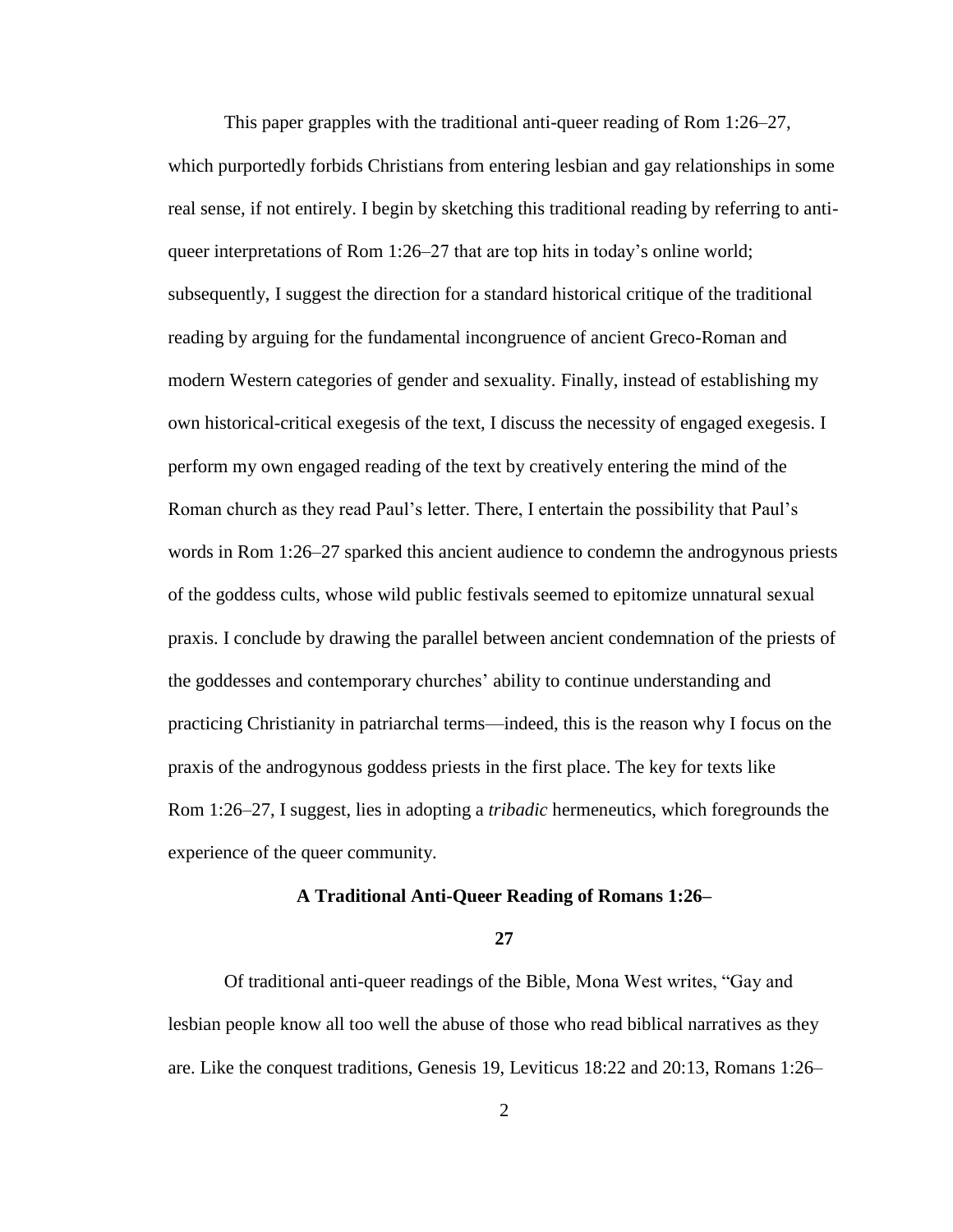This paper grapples with the traditional anti-queer reading of Rom 1:26–27, which purportedly forbids Christians from entering lesbian and gay relationships in some real sense, if not entirely. I begin by sketching this traditional reading by referring to anti-queer interpretations of Rom 1:26–27 that are top hits in today's online world; subsequently, I suggest the direction for a standard historical critique of the traditional reading by arguing for the fundamental incongruence of ancient Greco-Roman and modern Western categories of gender and sexuality. Finally, instead of establishing my own historical-critical exegesis of the text, I discuss the necessity of engaged exegesis. I perform my own engaged reading of the text by creatively entering the mind of the Roman church as they read Paul's letter. There, I entertain the possibility that Paul's words in Rom 1:26–27 sparked this ancient audience to condemn the androgynous priests of the goddess cults, whose wild public festivals seemed to epitomize unnatural sexual praxis. I conclude by drawing the parallel between ancient condemnation of the priests of the goddesses and contemporary churches' ability to continue understanding and practicing Christianity in patriarchal terms—indeed, this is the reason why I focus on the praxis of the androgynous goddess priests in the first place. The key for texts like Rom 1:26–27, I suggest, lies in adopting a *tribadic* hermeneutics, which foregrounds the experience of the queer community.

## A Traditional Anti-Queer Reading of Romans 1:26–27

Of traditional anti-queer readings of the Bible, Mona West writes, "Gay and lesbian people know all too well the abuse of those who read biblical narratives as they are. Like the conquest traditions, Genesis 19, Leviticus 18:22 and 20:13, Romans 1:26–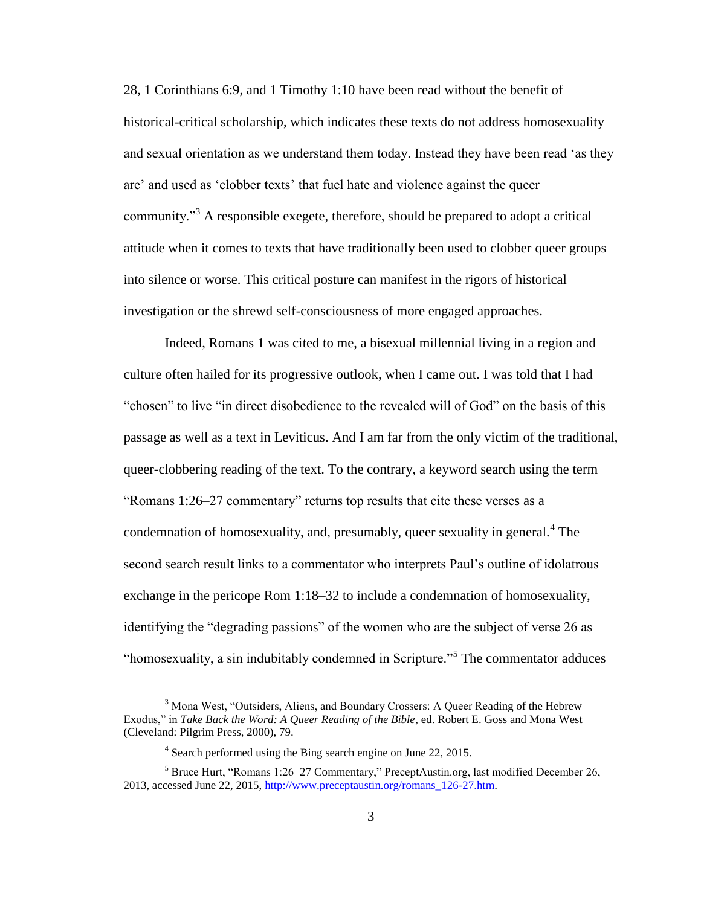28, 1 Corinthians 6:9, and 1 Timothy 1:10 have been read without the benefit of historical-critical scholarship, which indicates these texts do not address homosexuality and sexual orientation as we understand them today. Instead they have been read 'as they are' and used as 'clobber texts' that fuel hate and violence against the queer community."[3] A responsible exegete, therefore, should be prepared to adopt a critical attitude when it comes to texts that have traditionally been used to clobber queer groups into silence or worse. This critical posture can manifest in the rigors of historical investigation or the shrewd self-consciousness of more engaged approaches.

Indeed, Romans 1 was cited to me, a bisexual millennial living in a region and culture often hailed for its progressive outlook, when I came out. I was told that I had "chosen" to live "in direct disobedience to the revealed will of God" on the basis of this passage as well as a text in Leviticus. And I am far from the only victim of the traditional, queer-clobbering reading of the text. To the contrary, a keyword search using the term "Romans 1:26–27 commentary" returns top results that cite these verses as a condemnation of homosexuality, and, presumably, queer sexuality in general.[4] The second search result links to a commentator who interprets Paul's outline of idolatrous exchange in the pericope Rom 1:18–32 to include a condemnation of homosexuality, identifying the "degrading passions" of the women who are the subject of verse 26 as "homosexuality, a sin indubitably condemned in Scripture."[5] The commentator adduces

---

[3] Mona West, "Outsiders, Aliens, and Boundary Crossers: A Queer Reading of the Hebrew Exodus," in *Take Back the Word: A Queer Reading of the Bible*, ed. Robert E. Goss and Mona West (Cleveland: Pilgrim Press, 2000), 79.

[4] Search performed using the Bing search engine on June 22, 2015.

[5] Bruce Hurt, "Romans 1:26–27 Commentary," PreceptAustin.org, last modified December 26, 2013, accessed June 22, 2015, http://www.preceptaustin.org/romans_126-27.htm.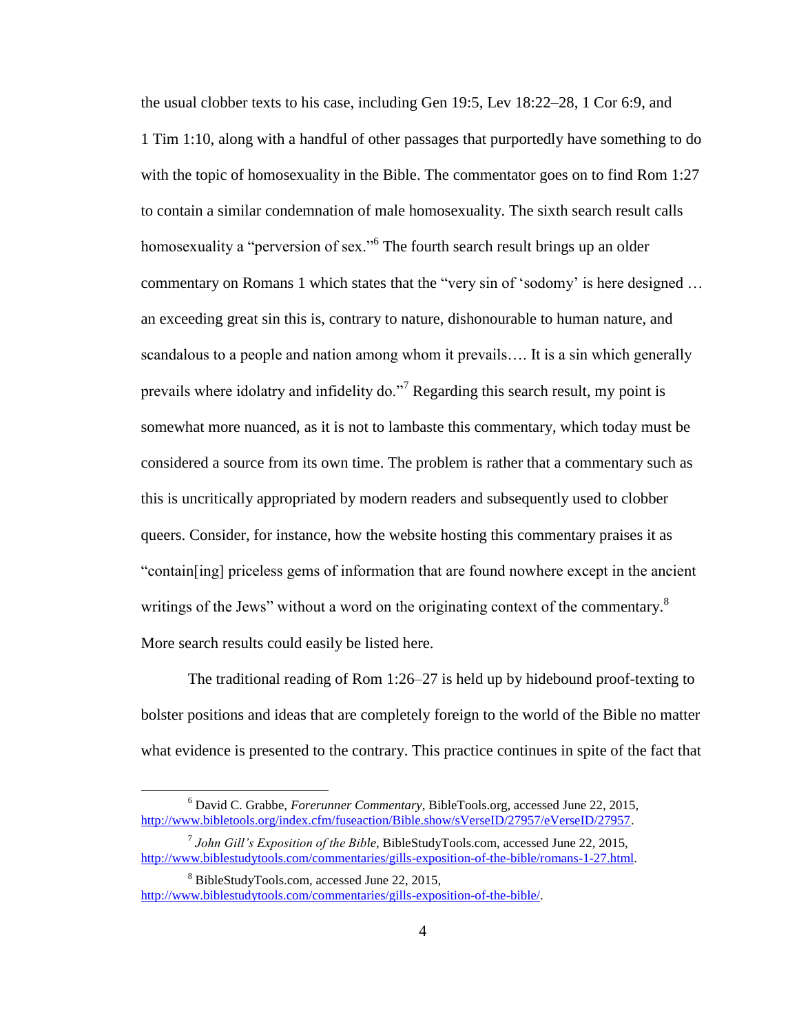the usual clobber texts to his case, including Gen 19:5, Lev 18:22–28, 1 Cor 6:9, and 1 Tim 1:10, along with a handful of other passages that purportedly have something to do with the topic of homosexuality in the Bible. The commentator goes on to find Rom 1:27 to contain a similar condemnation of male homosexuality. The sixth search result calls homosexuality a "perversion of sex."[6] The fourth search result brings up an older commentary on Romans 1 which states that the "very sin of 'sodomy' is here designed … an exceeding great sin this is, contrary to nature, dishonourable to human nature, and scandalous to a people and nation among whom it prevails…. It is a sin which generally prevails where idolatry and infidelity do."[7] Regarding this search result, my point is somewhat more nuanced, as it is not to lambaste this commentary, which today must be considered a source from its own time. The problem is rather that a commentary such as this is uncritically appropriated by modern readers and subsequently used to clobber queers. Consider, for instance, how the website hosting this commentary praises it as "contain[ing] priceless gems of information that are found nowhere except in the ancient writings of the Jews" without a word on the originating context of the commentary.[8] More search results could easily be listed here.

The traditional reading of Rom 1:26–27 is held up by hidebound proof-texting to bolster positions and ideas that are completely foreign to the world of the Bible no matter what evidence is presented to the contrary. This practice continues in spite of the fact that

---

[6] David C. Grabbe, *Forerunner Commentary*, BibleTools.org, accessed June 22, 2015, http://www.bibletools.org/index.cfm/fuseaction/Bible.show/sVerseID/27957/eVerseID/27957.

[7] *John Gill's Exposition of the Bible*, BibleStudyTools.com, accessed June 22, 2015, http://www.biblestudytools.com/commentaries/gills-exposition-of-the-bible/romans-1-27.html.

[8] BibleStudyTools.com, accessed June 22, 2015, http://www.biblestudytools.com/commentaries/gills-exposition-of-the-bible/.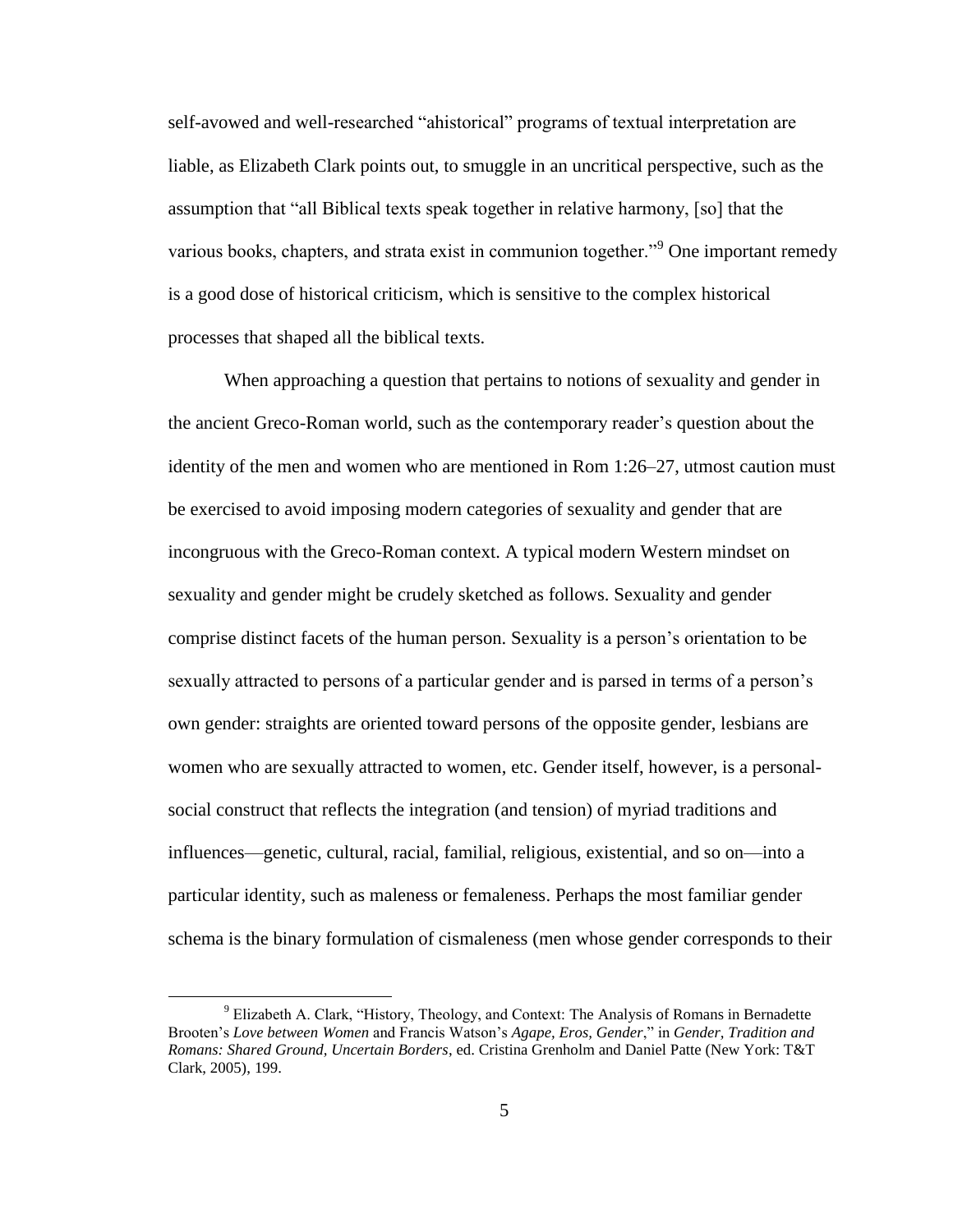self-avowed and well-researched "ahistorical" programs of textual interpretation are liable, as Elizabeth Clark points out, to smuggle in an uncritical perspective, such as the assumption that "all Biblical texts speak together in relative harmony, [so] that the various books, chapters, and strata exist in communion together."[9] One important remedy is a good dose of historical criticism, which is sensitive to the complex historical processes that shaped all the biblical texts.

When approaching a question that pertains to notions of sexuality and gender in the ancient Greco-Roman world, such as the contemporary reader's question about the identity of the men and women who are mentioned in Rom 1:26–27, utmost caution must be exercised to avoid imposing modern categories of sexuality and gender that are incongruous with the Greco-Roman context. A typical modern Western mindset on sexuality and gender might be crudely sketched as follows. Sexuality and gender comprise distinct facets of the human person. Sexuality is a person's orientation to be sexually attracted to persons of a particular gender and is parsed in terms of a person's own gender: straights are oriented toward persons of the opposite gender, lesbians are women who are sexually attracted to women, etc. Gender itself, however, is a personal-social construct that reflects the integration (and tension) of myriad traditions and influences—genetic, cultural, racial, familial, religious, existential, and so on—into a particular identity, such as maleness or femaleness. Perhaps the most familiar gender schema is the binary formulation of cismaleness (men whose gender corresponds to their

---

[9] Elizabeth A. Clark, "History, Theology, and Context: The Analysis of Romans in Bernadette Brooten's *Love between Women* and Francis Watson's *Agape, Eros, Gender*," in *Gender, Tradition and Romans: Shared Ground, Uncertain Borders*, ed. Cristina Grenholm and Daniel Patte (New York: T&T Clark, 2005), 199.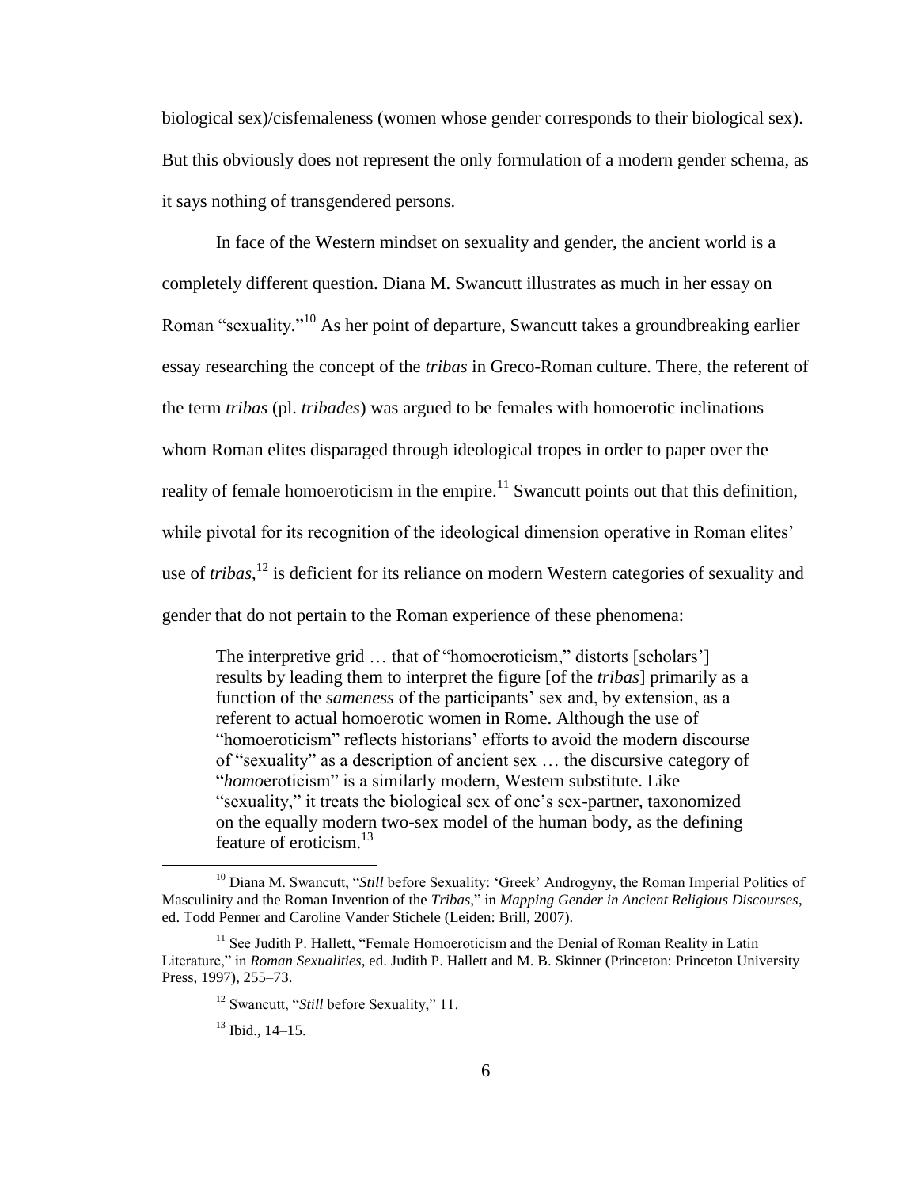biological sex)/cisfemaleness (women whose gender corresponds to their biological sex). But this obviously does not represent the only formulation of a modern gender schema, as it says nothing of transgendered persons.

In face of the Western mindset on sexuality and gender, the ancient world is a completely different question. Diana M. Swancutt illustrates as much in her essay on Roman "sexuality."[10] As her point of departure, Swancutt takes a groundbreaking earlier essay researching the concept of the *tribas* in Greco-Roman culture. There, the referent of the term *tribas* (pl. *tribades*) was argued to be females with homoerotic inclinations whom Roman elites disparaged through ideological tropes in order to paper over the reality of female homoeroticism in the empire.[11] Swancutt points out that this definition, while pivotal for its recognition of the ideological dimension operative in Roman elites' use of *tribas*,[12] is deficient for its reliance on modern Western categories of sexuality and gender that do not pertain to the Roman experience of these phenomena:

> The interpretive grid … that of "homoeroticism," distorts [scholars'] results by leading them to interpret the figure [of the *tribas*] primarily as a function of the *sameness* of the participants' sex and, by extension, as a referent to actual homoerotic women in Rome. Although the use of "homoeroticism" reflects historians' efforts to avoid the modern discourse of "sexuality" as a description of ancient sex … the discursive category of "*homo*eroticism" is a similarly modern, Western substitute. Like "sexuality," it treats the biological sex of one's sex-partner, taxonomized on the equally modern two-sex model of the human body, as the defining feature of eroticism.[13]

---

[10] Diana M. Swancutt, "*Still* before Sexuality: 'Greek' Androgyny, the Roman Imperial Politics of Masculinity and the Roman Invention of the *Tribas*," in *Mapping Gender in Ancient Religious Discourses*, ed. Todd Penner and Caroline Vander Stichele (Leiden: Brill, 2007).

[11] See Judith P. Hallett, "Female Homoeroticism and the Denial of Roman Reality in Latin Literature," in *Roman Sexualities*, ed. Judith P. Hallett and M. B. Skinner (Princeton: Princeton University Press, 1997), 255–73.

[12] Swancutt, "*Still* before Sexuality," 11.

[13] Ibid., 14–15.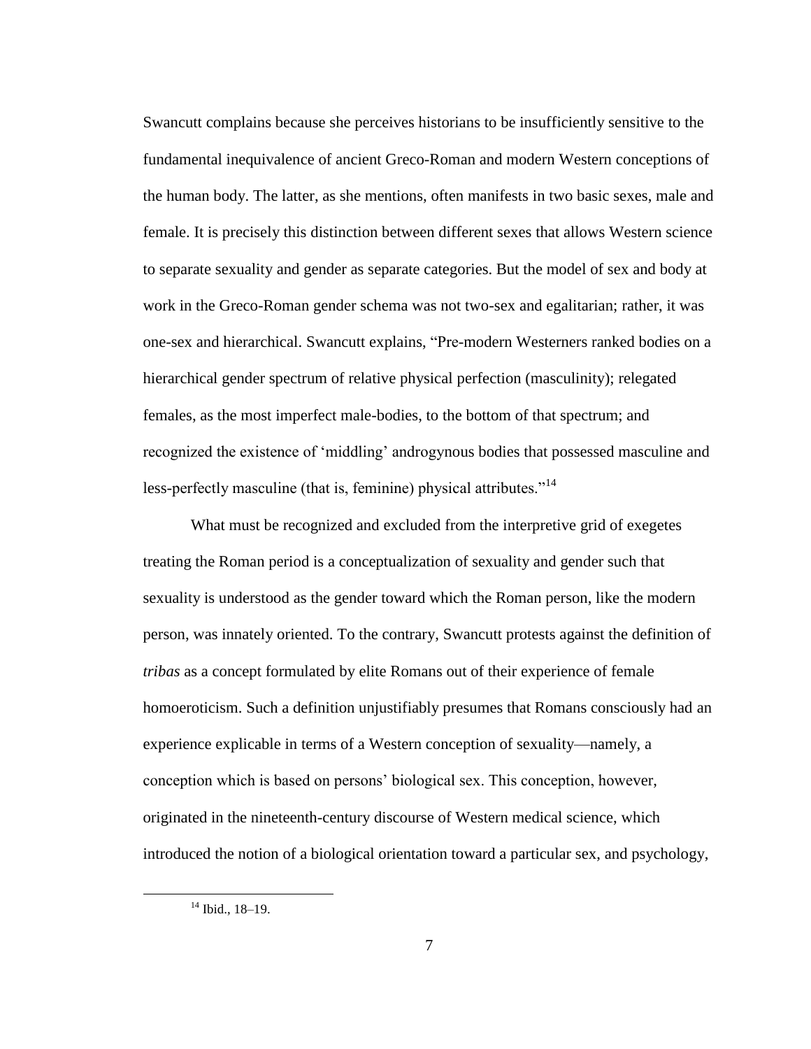Swancutt complains because she perceives historians to be insufficiently sensitive to the fundamental inequivalence of ancient Greco-Roman and modern Western conceptions of the human body. The latter, as she mentions, often manifests in two basic sexes, male and female. It is precisely this distinction between different sexes that allows Western science to separate sexuality and gender as separate categories. But the model of sex and body at work in the Greco-Roman gender schema was not two-sex and egalitarian; rather, it was one-sex and hierarchical. Swancutt explains, "Pre-modern Westerners ranked bodies on a hierarchical gender spectrum of relative physical perfection (masculinity); relegated females, as the most imperfect male-bodies, to the bottom of that spectrum; and recognized the existence of 'middling' androgynous bodies that possessed masculine and less-perfectly masculine (that is, feminine) physical attributes."[14]

What must be recognized and excluded from the interpretive grid of exegetes treating the Roman period is a conceptualization of sexuality and gender such that sexuality is understood as the gender toward which the Roman person, like the modern person, was innately oriented. To the contrary, Swancutt protests against the definition of *tribas* as a concept formulated by elite Romans out of their experience of female homoeroticism. Such a definition unjustifiably presumes that Romans consciously had an experience explicable in terms of a Western conception of sexuality—namely, a conception which is based on persons' biological sex. This conception, however, originated in the nineteenth-century discourse of Western medical science, which introduced the notion of a biological orientation toward a particular sex, and psychology,

[14] Ibid., 18–19.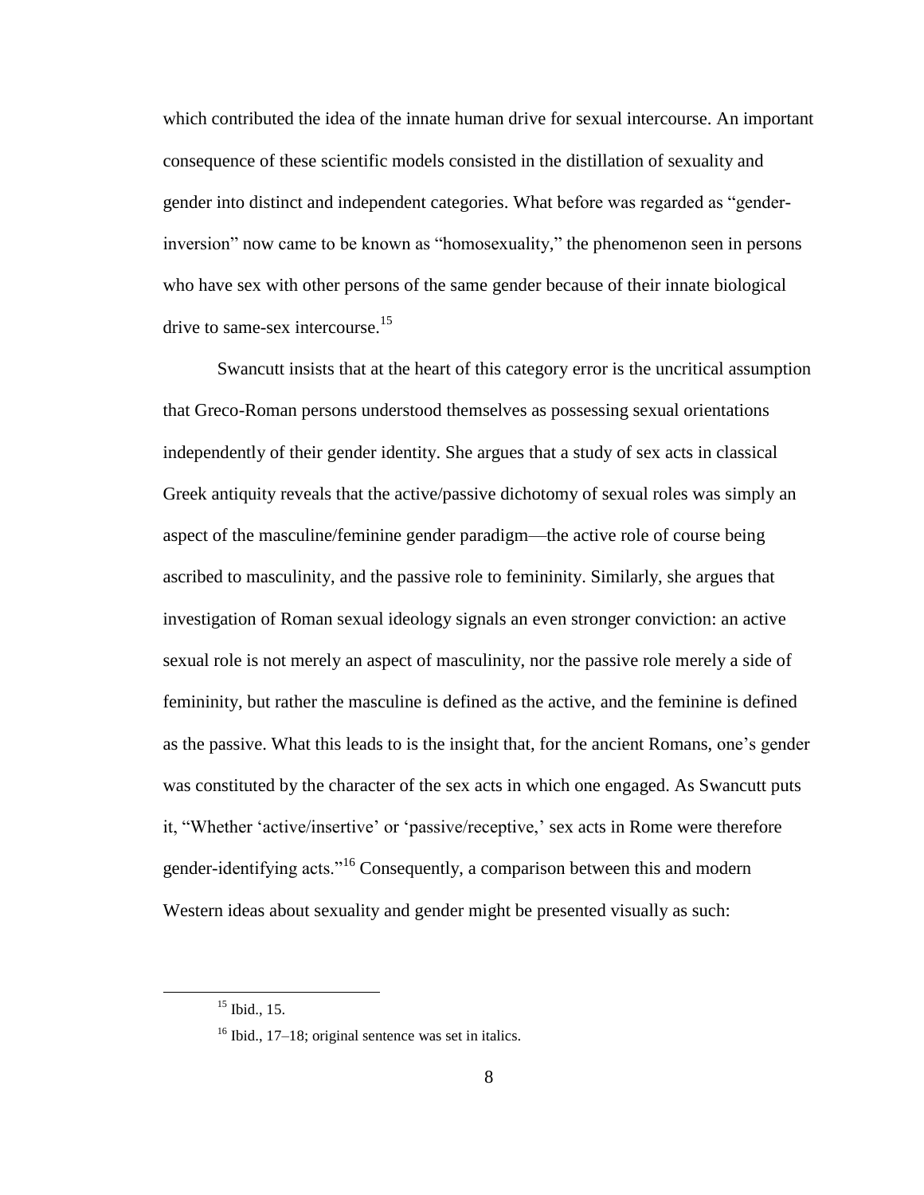which contributed the idea of the innate human drive for sexual intercourse. An important consequence of these scientific models consisted in the distillation of sexuality and gender into distinct and independent categories. What before was regarded as "gender-inversion" now came to be known as "homosexuality," the phenomenon seen in persons who have sex with other persons of the same gender because of their innate biological drive to same-sex intercourse.[15]

Swancutt insists that at the heart of this category error is the uncritical assumption that Greco-Roman persons understood themselves as possessing sexual orientations independently of their gender identity. She argues that a study of sex acts in classical Greek antiquity reveals that the active/passive dichotomy of sexual roles was simply an aspect of the masculine/feminine gender paradigm—the active role of course being ascribed to masculinity, and the passive role to femininity. Similarly, she argues that investigation of Roman sexual ideology signals an even stronger conviction: an active sexual role is not merely an aspect of masculinity, nor the passive role merely a side of femininity, but rather the masculine is defined as the active, and the feminine is defined as the passive. What this leads to is the insight that, for the ancient Romans, one's gender was constituted by the character of the sex acts in which one engaged. As Swancutt puts it, "Whether 'active/insertive' or 'passive/receptive,' sex acts in Rome were therefore gender-identifying acts."[16] Consequently, a comparison between this and modern Western ideas about sexuality and gender might be presented visually as such:

[15] Ibid., 15.

[16] Ibid., 17–18; original sentence was set in italics.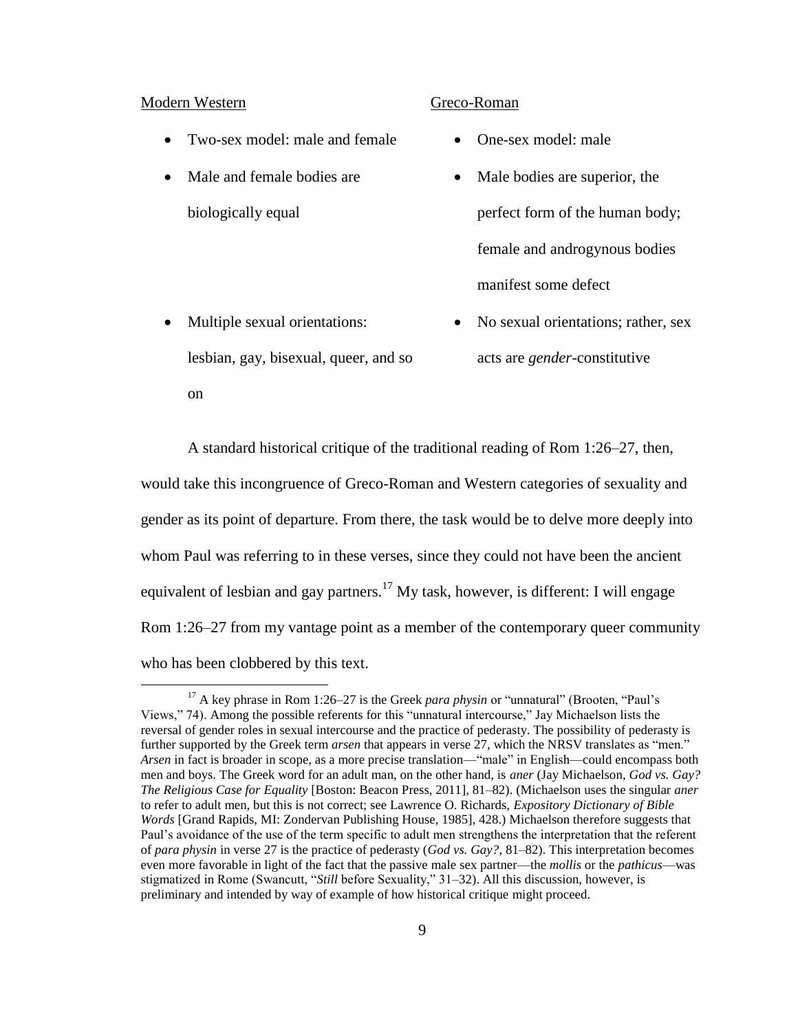| Modern Western | Greco-Roman |
| --- | --- |
| • Two-sex model: male and female | • One-sex model: male |
| • Male and female bodies are biologically equal | • Male bodies are superior, the perfect form of the human body; female and androgynous bodies manifest some defect |
| • Multiple sexual orientations: lesbian, gay, bisexual, queer, and so on | • No sexual orientations; rather, sex acts are *gender*-constitutive |

A standard historical critique of the traditional reading of Rom 1:26–27, then, would take this incongruence of Greco-Roman and Western categories of sexuality and gender as its point of departure. From there, the task would be to delve more deeply into whom Paul was referring to in these verses, since they could not have been the ancient equivalent of lesbian and gay partners.[17] My task, however, is different: I will engage Rom 1:26–27 from my vantage point as a member of the contemporary queer community who has been clobbered by this text.

---

[17] A key phrase in Rom 1:26–27 is the Greek *para physin* or "unnatural" (Brooten, "Paul's Views," 74). Among the possible referents for this "unnatural intercourse," Jay Michaelson lists the reversal of gender roles in sexual intercourse and the practice of pederasty. The possibility of pederasty is further supported by the Greek term *arsen* that appears in verse 27, which the NRSV translates as "men." *Arsen* in fact is broader in scope, as a more precise translation—"male" in English—could encompass both men and boys. The Greek word for an adult man, on the other hand, is *aner* (Jay Michaelson, *God vs. Gay? The Religious Case for Equality* [Boston: Beacon Press, 2011], 81–82). (Michaelson uses the singular *aner* to refer to adult men, but this is not correct; see Lawrence O. Richards, *Expository Dictionary of Bible Words* [Grand Rapids, MI: Zondervan Publishing House, 1985], 428.) Michaelson therefore suggests that Paul's avoidance of the use of the term specific to adult men strengthens the interpretation that the referent of *para physin* in verse 27 is the practice of pederasty (*God vs. Gay?*, 81–82). This interpretation becomes even more favorable in light of the fact that the passive male sex partner—the *mollis* or the *pathicus*—was stigmatized in Rome (Swancutt, "*Still* before Sexuality," 31–32). All this discussion, however, is preliminary and intended by way of example of how historical critique might proceed.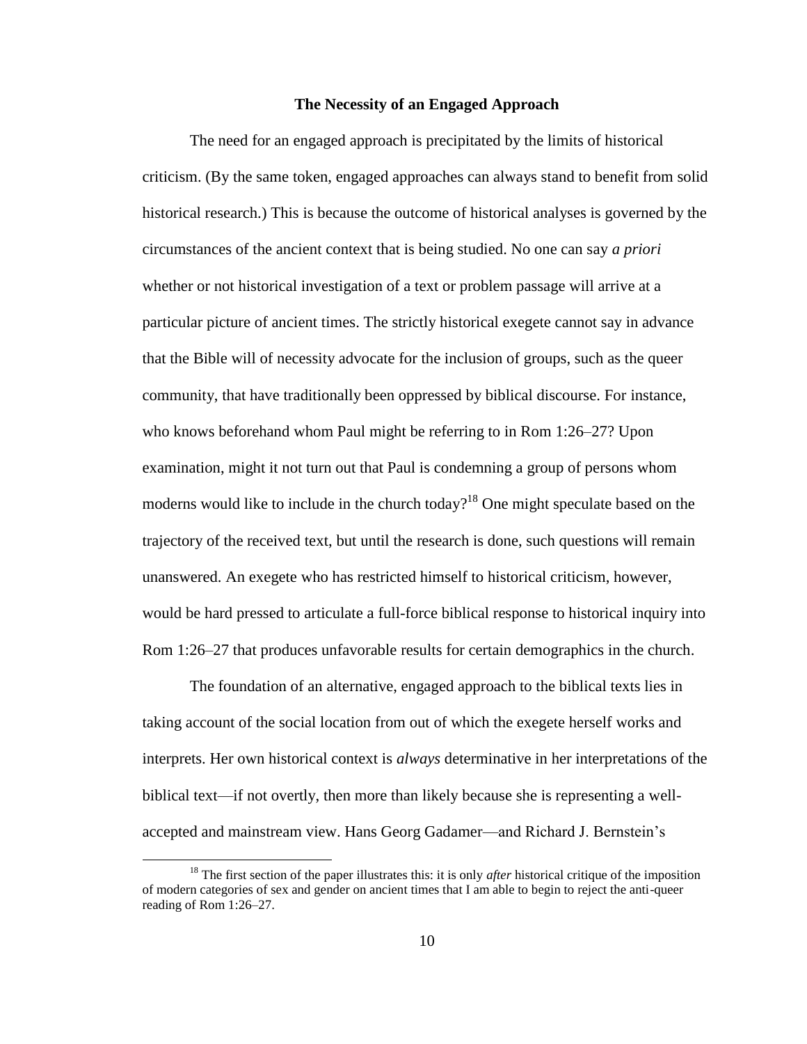## The Necessity of an Engaged Approach

The need for an engaged approach is precipitated by the limits of historical criticism. (By the same token, engaged approaches can always stand to benefit from solid historical research.) This is because the outcome of historical analyses is governed by the circumstances of the ancient context that is being studied. No one can say *a priori* whether or not historical investigation of a text or problem passage will arrive at a particular picture of ancient times. The strictly historical exegete cannot say in advance that the Bible will of necessity advocate for the inclusion of groups, such as the queer community, that have traditionally been oppressed by biblical discourse. For instance, who knows beforehand whom Paul might be referring to in Rom 1:26–27? Upon examination, might it not turn out that Paul is condemning a group of persons whom moderns would like to include in the church today?[18] One might speculate based on the trajectory of the received text, but until the research is done, such questions will remain unanswered. An exegete who has restricted himself to historical criticism, however, would be hard pressed to articulate a full-force biblical response to historical inquiry into Rom 1:26–27 that produces unfavorable results for certain demographics in the church.

The foundation of an alternative, engaged approach to the biblical texts lies in taking account of the social location from out of which the exegete herself works and interprets. Her own historical context is *always* determinative in her interpretations of the biblical text—if not overtly, then more than likely because she is representing a well-accepted and mainstream view. Hans Georg Gadamer—and Richard J. Bernstein's

[18] The first section of the paper illustrates this: it is only *after* historical critique of the imposition of modern categories of sex and gender on ancient times that I am able to begin to reject the anti-queer reading of Rom 1:26–27.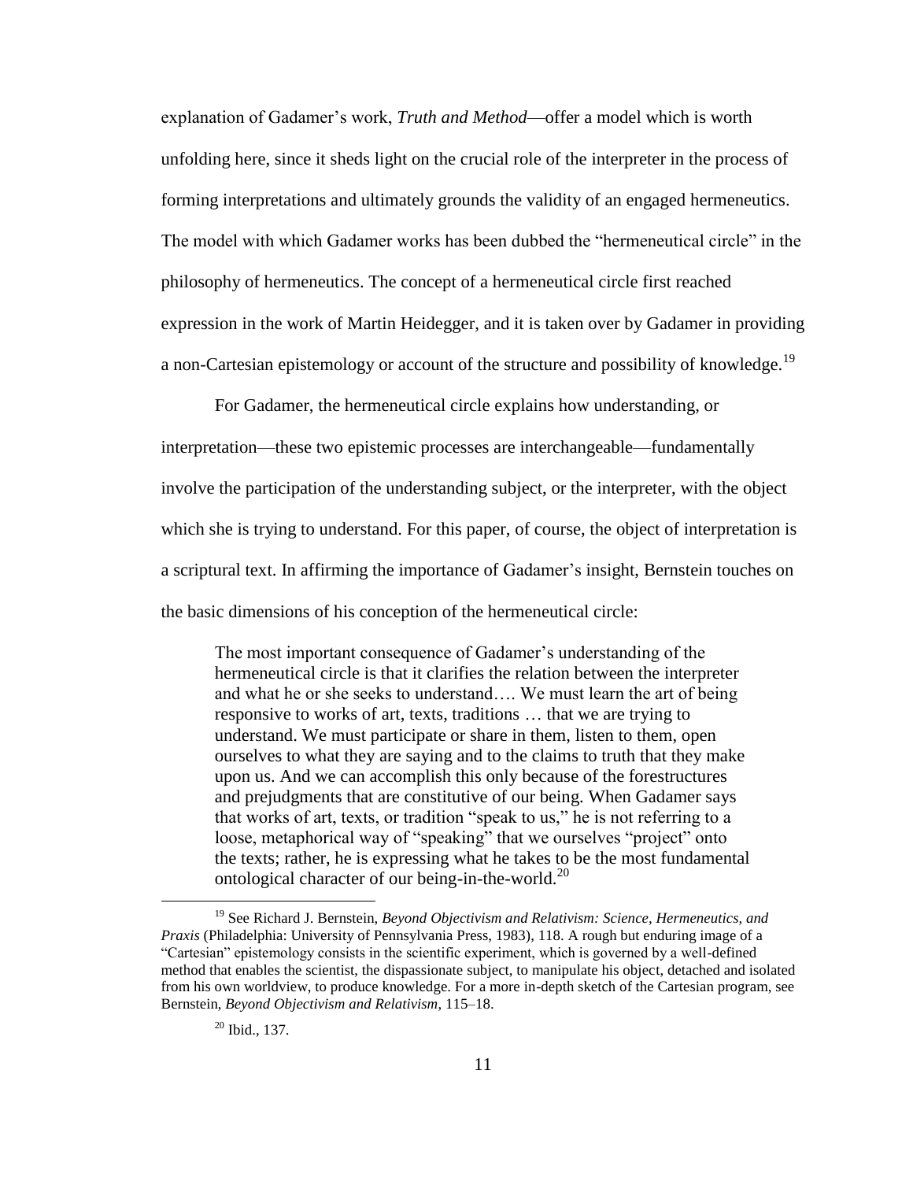explanation of Gadamer's work, *Truth and Method*—offer a model which is worth unfolding here, since it sheds light on the crucial role of the interpreter in the process of forming interpretations and ultimately grounds the validity of an engaged hermeneutics. The model with which Gadamer works has been dubbed the "hermeneutical circle" in the philosophy of hermeneutics. The concept of a hermeneutical circle first reached expression in the work of Martin Heidegger, and it is taken over by Gadamer in providing a non-Cartesian epistemology or account of the structure and possibility of knowledge.[19]

For Gadamer, the hermeneutical circle explains how understanding, or interpretation—these two epistemic processes are interchangeable—fundamentally involve the participation of the understanding subject, or the interpreter, with the object which she is trying to understand. For this paper, of course, the object of interpretation is a scriptural text. In affirming the importance of Gadamer's insight, Bernstein touches on the basic dimensions of his conception of the hermeneutical circle:

> The most important consequence of Gadamer's understanding of the hermeneutical circle is that it clarifies the relation between the interpreter and what he or she seeks to understand…. We must learn the art of being responsive to works of art, texts, traditions … that we are trying to understand. We must participate or share in them, listen to them, open ourselves to what they are saying and to the claims to truth that they make upon us. And we can accomplish this only because of the forestructures and prejudgments that are constitutive of our being. When Gadamer says that works of art, texts, or tradition "speak to us," he is not referring to a loose, metaphorical way of "speaking" that we ourselves "project" onto the texts; rather, he is expressing what he takes to be the most fundamental ontological character of our being-in-the-world.[20]

---

[19] See Richard J. Bernstein, *Beyond Objectivism and Relativism: Science, Hermeneutics, and Praxis* (Philadelphia: University of Pennsylvania Press, 1983), 118. A rough but enduring image of a "Cartesian" epistemology consists in the scientific experiment, which is governed by a well-defined method that enables the scientist, the dispassionate subject, to manipulate his object, detached and isolated from his own worldview, to produce knowledge. For a more in-depth sketch of the Cartesian program, see Bernstein, *Beyond Objectivism and Relativism*, 115–18.

[20] Ibid., 137.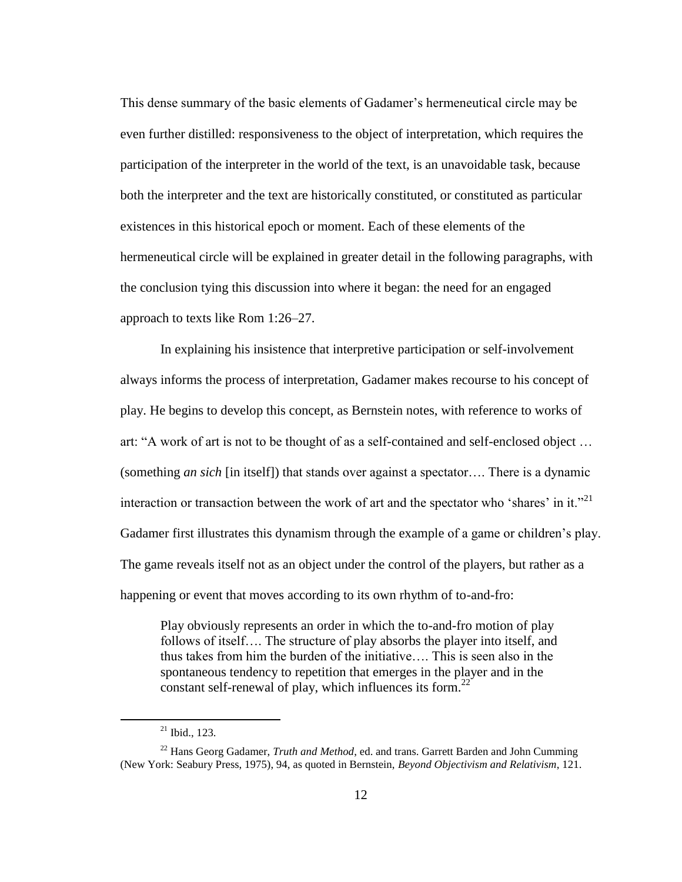This dense summary of the basic elements of Gadamer's hermeneutical circle may be even further distilled: responsiveness to the object of interpretation, which requires the participation of the interpreter in the world of the text, is an unavoidable task, because both the interpreter and the text are historically constituted, or constituted as particular existences in this historical epoch or moment. Each of these elements of the hermeneutical circle will be explained in greater detail in the following paragraphs, with the conclusion tying this discussion into where it began: the need for an engaged approach to texts like Rom 1:26–27.

In explaining his insistence that interpretive participation or self-involvement always informs the process of interpretation, Gadamer makes recourse to his concept of play. He begins to develop this concept, as Bernstein notes, with reference to works of art: "A work of art is not to be thought of as a self-contained and self-enclosed object … (something *an sich* [in itself]) that stands over against a spectator…. There is a dynamic interaction or transaction between the work of art and the spectator who 'shares' in it."[21] Gadamer first illustrates this dynamism through the example of a game or children's play. The game reveals itself not as an object under the control of the players, but rather as a happening or event that moves according to its own rhythm of to-and-fro:

> Play obviously represents an order in which the to-and-fro motion of play follows of itself…. The structure of play absorbs the player into itself, and thus takes from him the burden of the initiative…. This is seen also in the spontaneous tendency to repetition that emerges in the player and in the constant self-renewal of play, which influences its form.[22]

---

[21] Ibid., 123.

[22] Hans Georg Gadamer, *Truth and Method*, ed. and trans. Garrett Barden and John Cumming (New York: Seabury Press, 1975), 94, as quoted in Bernstein, *Beyond Objectivism and Relativism*, 121.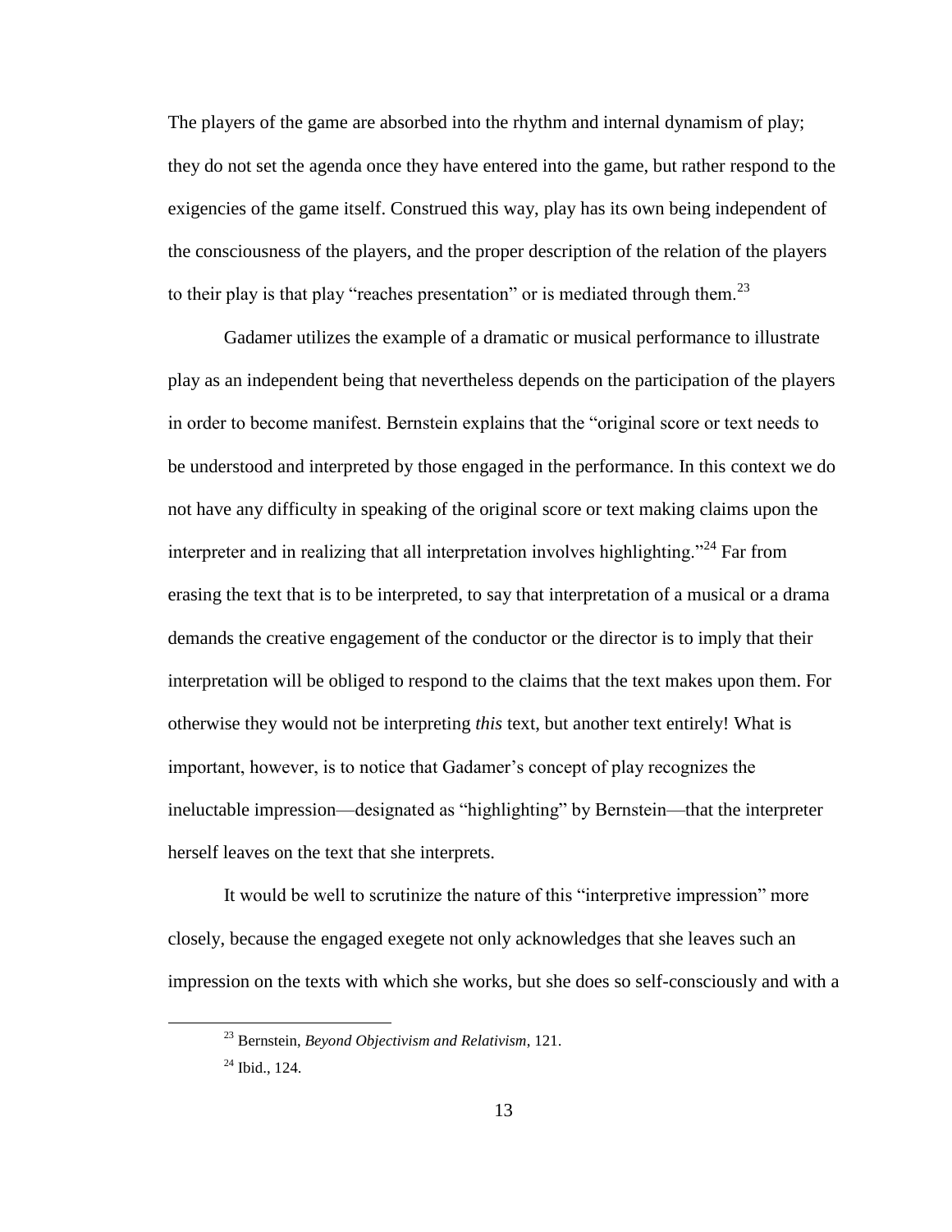The players of the game are absorbed into the rhythm and internal dynamism of play; they do not set the agenda once they have entered into the game, but rather respond to the exigencies of the game itself. Construed this way, play has its own being independent of the consciousness of the players, and the proper description of the relation of the players to their play is that play "reaches presentation" or is mediated through them.[23]

Gadamer utilizes the example of a dramatic or musical performance to illustrate play as an independent being that nevertheless depends on the participation of the players in order to become manifest. Bernstein explains that the "original score or text needs to be understood and interpreted by those engaged in the performance. In this context we do not have any difficulty in speaking of the original score or text making claims upon the interpreter and in realizing that all interpretation involves highlighting."[24] Far from erasing the text that is to be interpreted, to say that interpretation of a musical or a drama demands the creative engagement of the conductor or the director is to imply that their interpretation will be obliged to respond to the claims that the text makes upon them. For otherwise they would not be interpreting *this* text, but another text entirely! What is important, however, is to notice that Gadamer's concept of play recognizes the ineluctable impression—designated as "highlighting" by Bernstein—that the interpreter herself leaves on the text that she interprets.

It would be well to scrutinize the nature of this "interpretive impression" more closely, because the engaged exegete not only acknowledges that she leaves such an impression on the texts with which she works, but she does so self-consciously and with a

[23] Bernstein, *Beyond Objectivism and Relativism*, 121.

[24] Ibid., 124.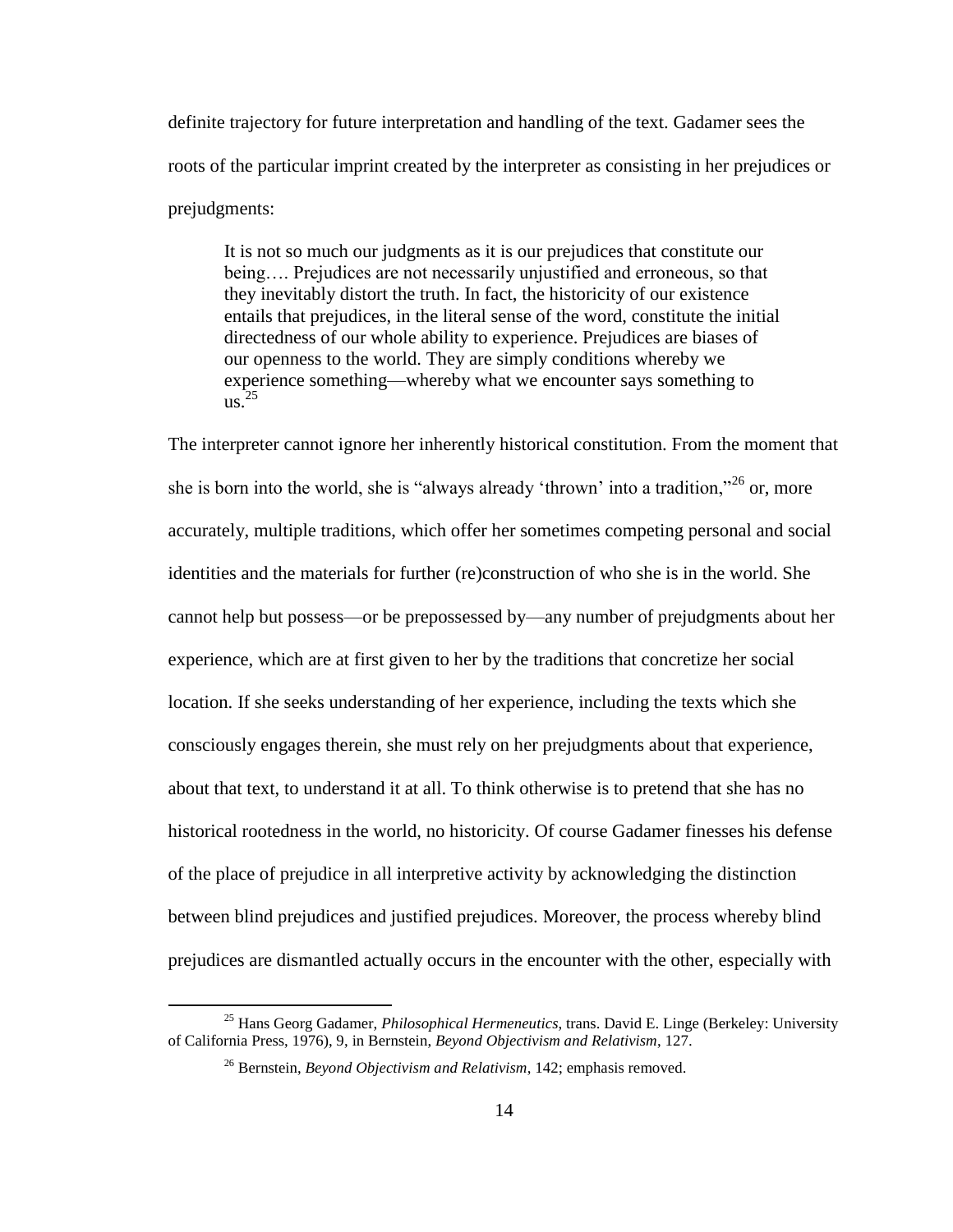definite trajectory for future interpretation and handling of the text. Gadamer sees the roots of the particular imprint created by the interpreter as consisting in her prejudices or prejudgments:

> It is not so much our judgments as it is our prejudices that constitute our being…. Prejudices are not necessarily unjustified and erroneous, so that they inevitably distort the truth. In fact, the historicity of our existence entails that prejudices, in the literal sense of the word, constitute the initial directedness of our whole ability to experience. Prejudices are biases of our openness to the world. They are simply conditions whereby we experience something—whereby what we encounter says something to us.[25]

The interpreter cannot ignore her inherently historical constitution. From the moment that she is born into the world, she is "always already 'thrown' into a tradition,"[26] or, more accurately, multiple traditions, which offer her sometimes competing personal and social identities and the materials for further (re)construction of who she is in the world. She cannot help but possess—or be prepossessed by—any number of prejudgments about her experience, which are at first given to her by the traditions that concretize her social location. If she seeks understanding of her experience, including the texts which she consciously engages therein, she must rely on her prejudgments about that experience, about that text, to understand it at all. To think otherwise is to pretend that she has no historical rootedness in the world, no historicity. Of course Gadamer finesses his defense of the place of prejudice in all interpretive activity by acknowledging the distinction between blind prejudices and justified prejudices. Moreover, the process whereby blind prejudices are dismantled actually occurs in the encounter with the other, especially with

---

[25] Hans Georg Gadamer, *Philosophical Hermeneutics*, trans. David E. Linge (Berkeley: University of California Press, 1976), 9, in Bernstein, *Beyond Objectivism and Relativism*, 127.

[26] Bernstein, *Beyond Objectivism and Relativism*, 142; emphasis removed.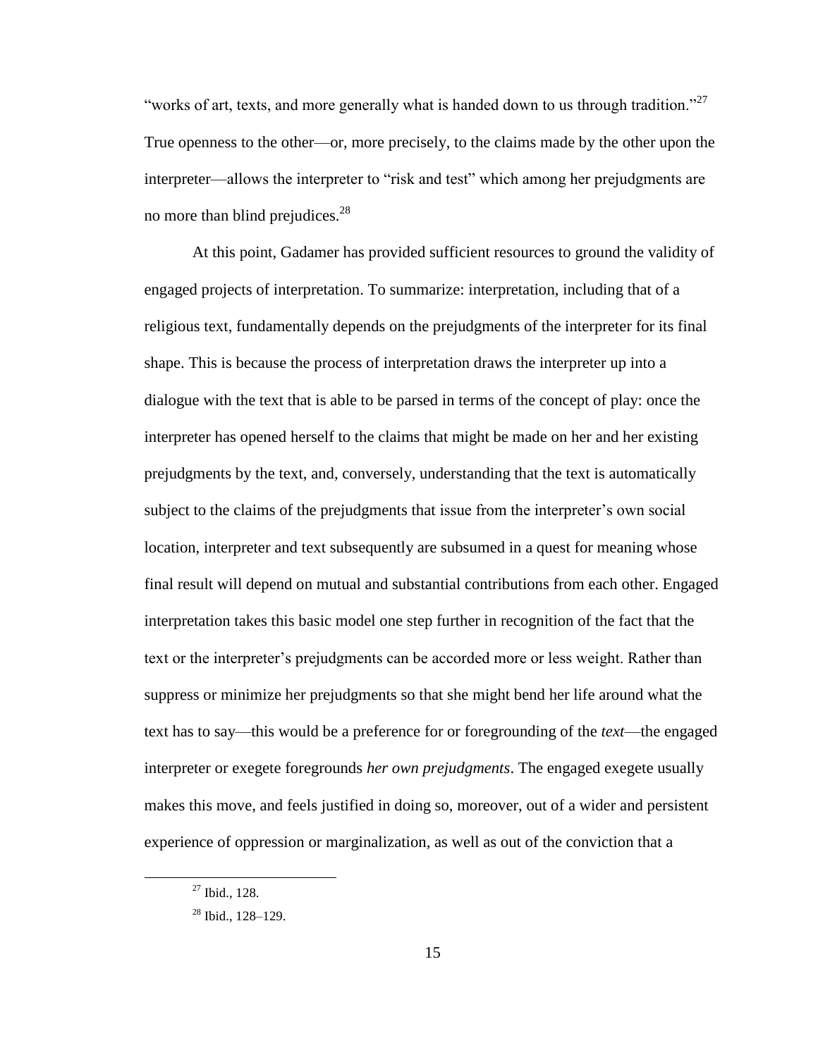"works of art, texts, and more generally what is handed down to us through tradition."[27] True openness to the other—or, more precisely, to the claims made by the other upon the interpreter—allows the interpreter to "risk and test" which among her prejudgments are no more than blind prejudices.[28]

At this point, Gadamer has provided sufficient resources to ground the validity of engaged projects of interpretation. To summarize: interpretation, including that of a religious text, fundamentally depends on the prejudgments of the interpreter for its final shape. This is because the process of interpretation draws the interpreter up into a dialogue with the text that is able to be parsed in terms of the concept of play: once the interpreter has opened herself to the claims that might be made on her and her existing prejudgments by the text, and, conversely, understanding that the text is automatically subject to the claims of the prejudgments that issue from the interpreter's own social location, interpreter and text subsequently are subsumed in a quest for meaning whose final result will depend on mutual and substantial contributions from each other. Engaged interpretation takes this basic model one step further in recognition of the fact that the text or the interpreter's prejudgments can be accorded more or less weight. Rather than suppress or minimize her prejudgments so that she might bend her life around what the text has to say—this would be a preference for or foregrounding of the *text*—the engaged interpreter or exegete foregrounds *her own prejudgments*. The engaged exegete usually makes this move, and feels justified in doing so, moreover, out of a wider and persistent experience of oppression or marginalization, as well as out of the conviction that a

[27] Ibid., 128.

[28] Ibid., 128–129.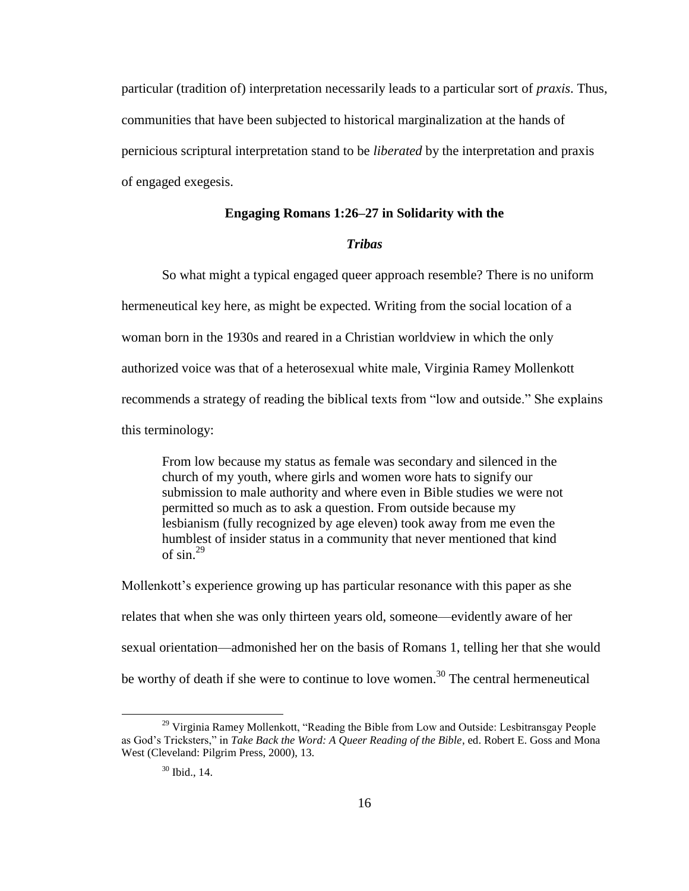particular (tradition of) interpretation necessarily leads to a particular sort of *praxis*. Thus, communities that have been subjected to historical marginalization at the hands of pernicious scriptural interpretation stand to be *liberated* by the interpretation and praxis of engaged exegesis.

## Engaging Romans 1:26–27 in Solidarity with the *Tribas*

So what might a typical engaged queer approach resemble? There is no uniform hermeneutical key here, as might be expected. Writing from the social location of a woman born in the 1930s and reared in a Christian worldview in which the only authorized voice was that of a heterosexual white male, Virginia Ramey Mollenkott recommends a strategy of reading the biblical texts from "low and outside." She explains this terminology:

> From low because my status as female was secondary and silenced in the church of my youth, where girls and women wore hats to signify our submission to male authority and where even in Bible studies we were not permitted so much as to ask a question. From outside because my lesbianism (fully recognized by age eleven) took away from me even the humblest of insider status in a community that never mentioned that kind of sin.[29]

Mollenkott's experience growing up has particular resonance with this paper as she relates that when she was only thirteen years old, someone—evidently aware of her sexual orientation—admonished her on the basis of Romans 1, telling her that she would be worthy of death if she were to continue to love women.[30] The central hermeneutical

---

[29] Virginia Ramey Mollenkott, "Reading the Bible from Low and Outside: Lesbitransgay People as God's Tricksters," in *Take Back the Word: A Queer Reading of the Bible*, ed. Robert E. Goss and Mona West (Cleveland: Pilgrim Press, 2000), 13.

[30] Ibid., 14.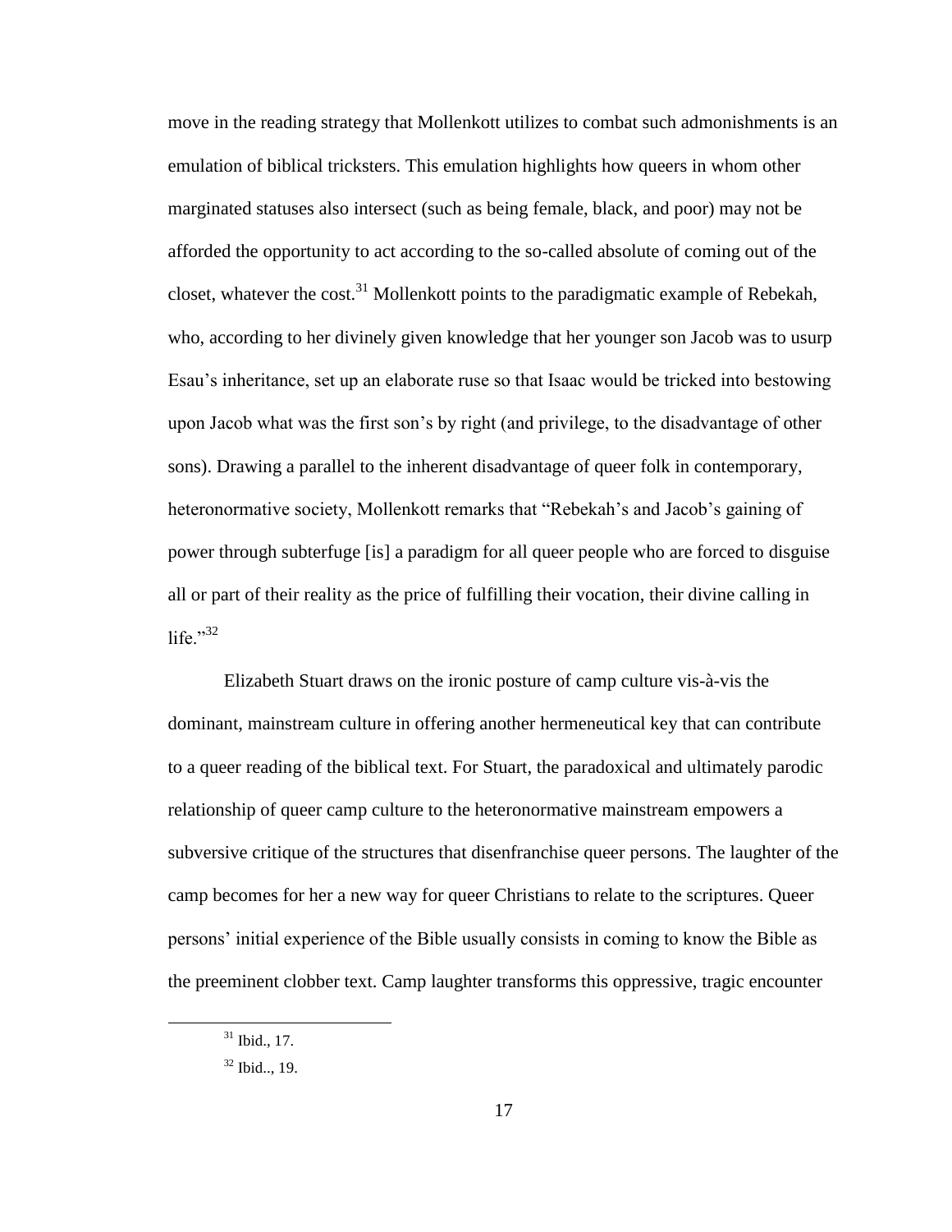move in the reading strategy that Mollenkott utilizes to combat such admonishments is an emulation of biblical tricksters. This emulation highlights how queers in whom other marginated statuses also intersect (such as being female, black, and poor) may not be afforded the opportunity to act according to the so-called absolute of coming out of the closet, whatever the cost.[31] Mollenkott points to the paradigmatic example of Rebekah, who, according to her divinely given knowledge that her younger son Jacob was to usurp Esau's inheritance, set up an elaborate ruse so that Isaac would be tricked into bestowing upon Jacob what was the first son's by right (and privilege, to the disadvantage of other sons). Drawing a parallel to the inherent disadvantage of queer folk in contemporary, heteronormative society, Mollenkott remarks that "Rebekah's and Jacob's gaining of power through subterfuge [is] a paradigm for all queer people who are forced to disguise all or part of their reality as the price of fulfilling their vocation, their divine calling in life."[32]

Elizabeth Stuart draws on the ironic posture of camp culture vis-à-vis the dominant, mainstream culture in offering another hermeneutical key that can contribute to a queer reading of the biblical text. For Stuart, the paradoxical and ultimately parodic relationship of queer camp culture to the heteronormative mainstream empowers a subversive critique of the structures that disenfranchise queer persons. The laughter of the camp becomes for her a new way for queer Christians to relate to the scriptures. Queer persons' initial experience of the Bible usually consists in coming to know the Bible as the preeminent clobber text. Camp laughter transforms this oppressive, tragic encounter

[31] Ibid., 17.

[32] Ibid.., 19.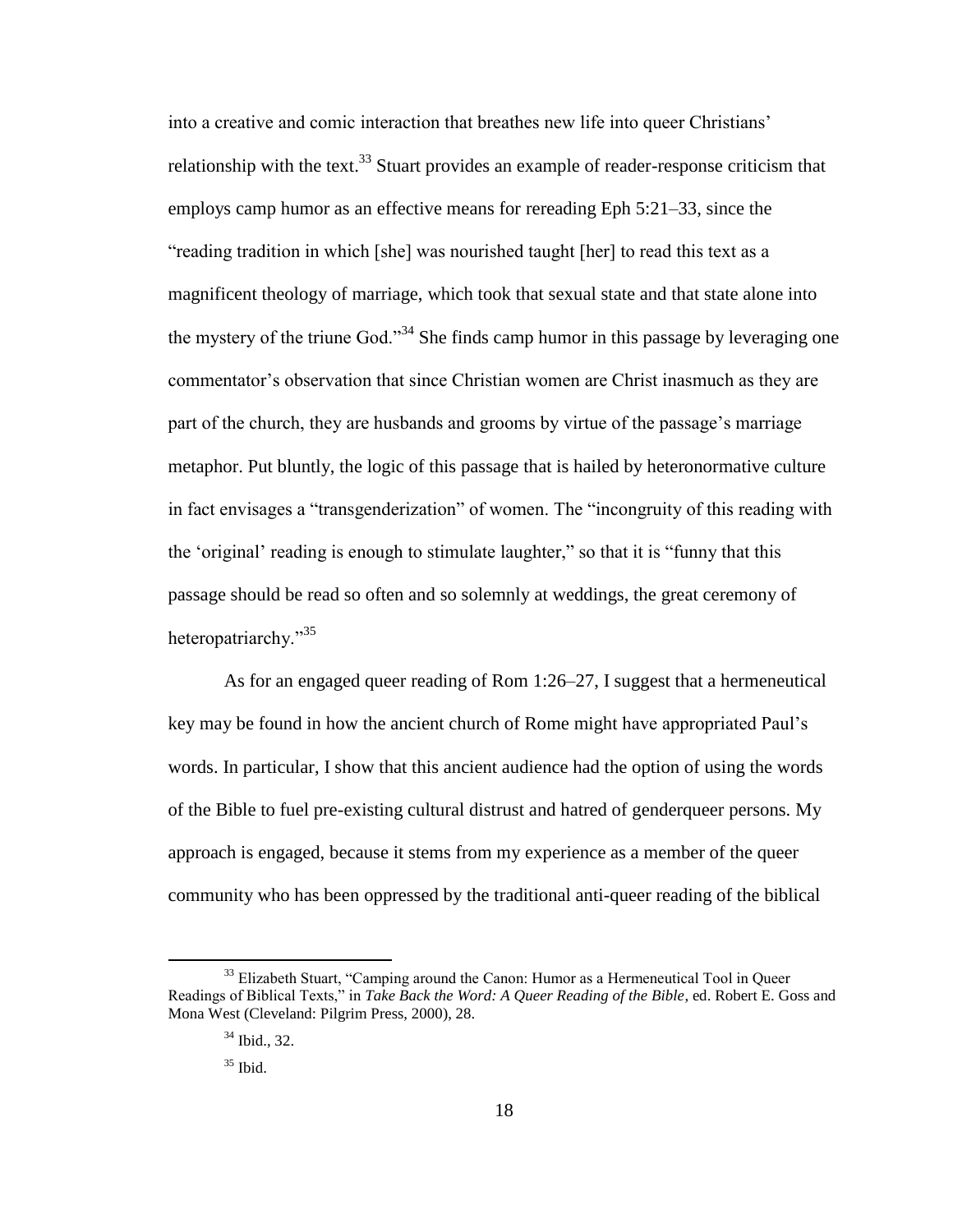into a creative and comic interaction that breathes new life into queer Christians' relationship with the text.[33] Stuart provides an example of reader-response criticism that employs camp humor as an effective means for rereading Eph 5:21–33, since the "reading tradition in which [she] was nourished taught [her] to read this text as a magnificent theology of marriage, which took that sexual state and that state alone into the mystery of the triune God."[34] She finds camp humor in this passage by leveraging one commentator's observation that since Christian women are Christ inasmuch as they are part of the church, they are husbands and grooms by virtue of the passage's marriage metaphor. Put bluntly, the logic of this passage that is hailed by heteronormative culture in fact envisages a "transgenderization" of women. The "incongruity of this reading with the 'original' reading is enough to stimulate laughter," so that it is "funny that this passage should be read so often and so solemnly at weddings, the great ceremony of heteropatriarchy."[35]

As for an engaged queer reading of Rom 1:26–27, I suggest that a hermeneutical key may be found in how the ancient church of Rome might have appropriated Paul's words. In particular, I show that this ancient audience had the option of using the words of the Bible to fuel pre-existing cultural distrust and hatred of genderqueer persons. My approach is engaged, because it stems from my experience as a member of the queer community who has been oppressed by the traditional anti-queer reading of the biblical

---

[33] Elizabeth Stuart, "Camping around the Canon: Humor as a Hermeneutical Tool in Queer Readings of Biblical Texts," in *Take Back the Word: A Queer Reading of the Bible*, ed. Robert E. Goss and Mona West (Cleveland: Pilgrim Press, 2000), 28.

[34] Ibid., 32.

[35] Ibid.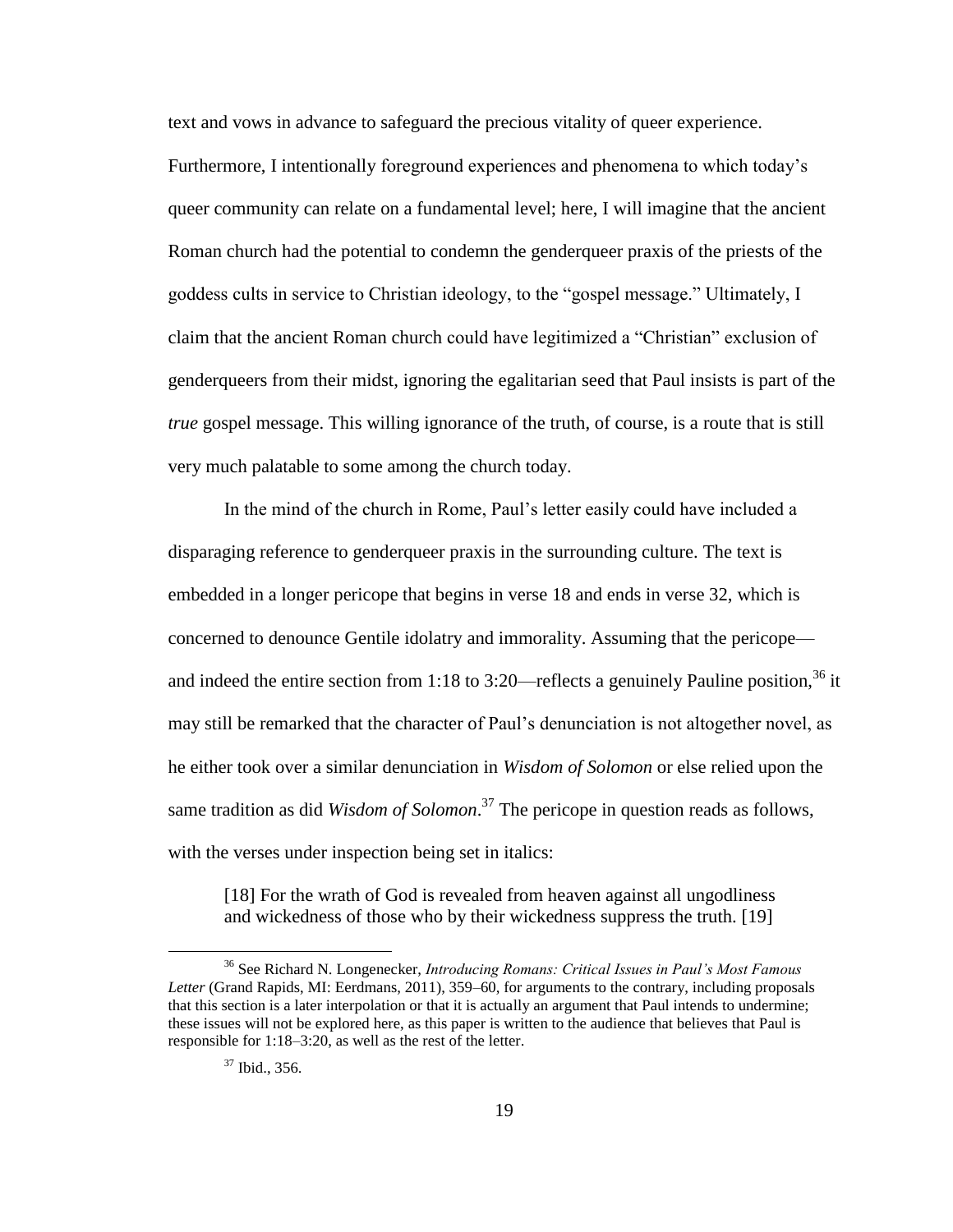text and vows in advance to safeguard the precious vitality of queer experience. Furthermore, I intentionally foreground experiences and phenomena to which today's queer community can relate on a fundamental level; here, I will imagine that the ancient Roman church had the potential to condemn the genderqueer praxis of the priests of the goddess cults in service to Christian ideology, to the "gospel message." Ultimately, I claim that the ancient Roman church could have legitimized a "Christian" exclusion of genderqueers from their midst, ignoring the egalitarian seed that Paul insists is part of the *true* gospel message. This willing ignorance of the truth, of course, is a route that is still very much palatable to some among the church today.

In the mind of the church in Rome, Paul's letter easily could have included a disparaging reference to genderqueer praxis in the surrounding culture. The text is embedded in a longer pericope that begins in verse 18 and ends in verse 32, which is concerned to denounce Gentile idolatry and immorality. Assuming that the pericope—and indeed the entire section from 1:18 to 3:20—reflects a genuinely Pauline position,[36] it may still be remarked that the character of Paul's denunciation is not altogether novel, as he either took over a similar denunciation in *Wisdom of Solomon* or else relied upon the same tradition as did *Wisdom of Solomon*.[37] The pericope in question reads as follows, with the verses under inspection being set in italics:

> [18] For the wrath of God is revealed from heaven against all ungodliness and wickedness of those who by their wickedness suppress the truth. [19]

---

[36] See Richard N. Longenecker, *Introducing Romans: Critical Issues in Paul's Most Famous Letter* (Grand Rapids, MI: Eerdmans, 2011), 359–60, for arguments to the contrary, including proposals that this section is a later interpolation or that it is actually an argument that Paul intends to undermine; these issues will not be explored here, as this paper is written to the audience that believes that Paul is responsible for 1:18–3:20, as well as the rest of the letter.

[37] Ibid., 356.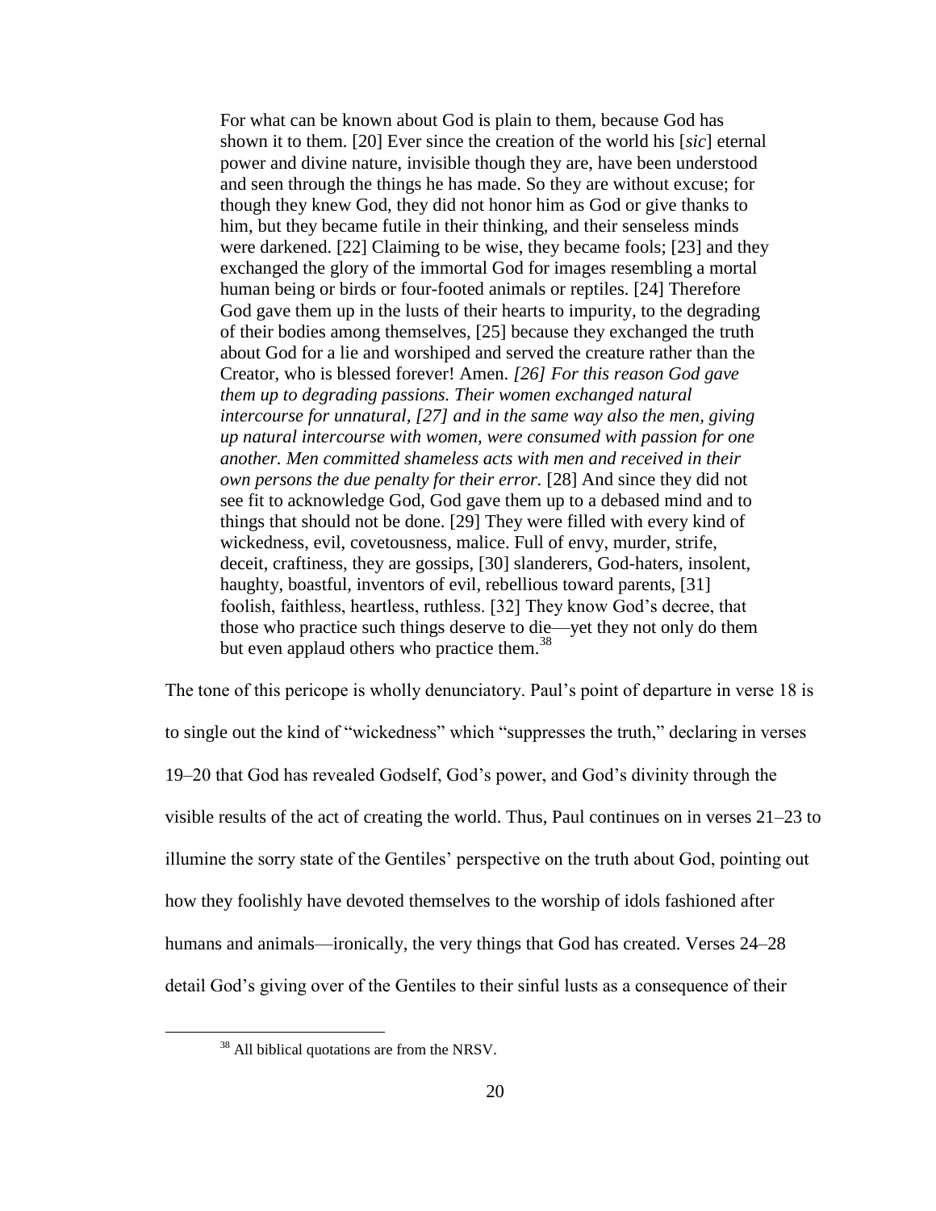> For what can be known about God is plain to them, because God has shown it to them. [20] Ever since the creation of the world his [*sic*] eternal power and divine nature, invisible though they are, have been understood and seen through the things he has made. So they are without excuse; for though they knew God, they did not honor him as God or give thanks to him, but they became futile in their thinking, and their senseless minds were darkened. [22] Claiming to be wise, they became fools; [23] and they exchanged the glory of the immortal God for images resembling a mortal human being or birds or four-footed animals or reptiles. [24] Therefore God gave them up in the lusts of their hearts to impurity, to the degrading of their bodies among themselves, [25] because they exchanged the truth about God for a lie and worshiped and served the creature rather than the Creator, who is blessed forever! Amen. *[26] For this reason God gave them up to degrading passions. Their women exchanged natural intercourse for unnatural, [27] and in the same way also the men, giving up natural intercourse with women, were consumed with passion for one another. Men committed shameless acts with men and received in their own persons the due penalty for their error.* [28] And since they did not see fit to acknowledge God, God gave them up to a debased mind and to things that should not be done. [29] They were filled with every kind of wickedness, evil, covetousness, malice. Full of envy, murder, strife, deceit, craftiness, they are gossips, [30] slanderers, God-haters, insolent, haughty, boastful, inventors of evil, rebellious toward parents, [31] foolish, faithless, heartless, ruthless. [32] They know God's decree, that those who practice such things deserve to die—yet they not only do them but even applaud others who practice them.[38]

The tone of this pericope is wholly denunciatory. Paul's point of departure in verse 18 is to single out the kind of "wickedness" which "suppresses the truth," declaring in verses 19–20 that God has revealed Godself, God's power, and God's divinity through the visible results of the act of creating the world. Thus, Paul continues on in verses 21–23 to illumine the sorry state of the Gentiles' perspective on the truth about God, pointing out how they foolishly have devoted themselves to the worship of idols fashioned after humans and animals—ironically, the very things that God has created. Verses 24–28 detail God's giving over of the Gentiles to their sinful lusts as a consequence of their

[38] All biblical quotations are from the NRSV.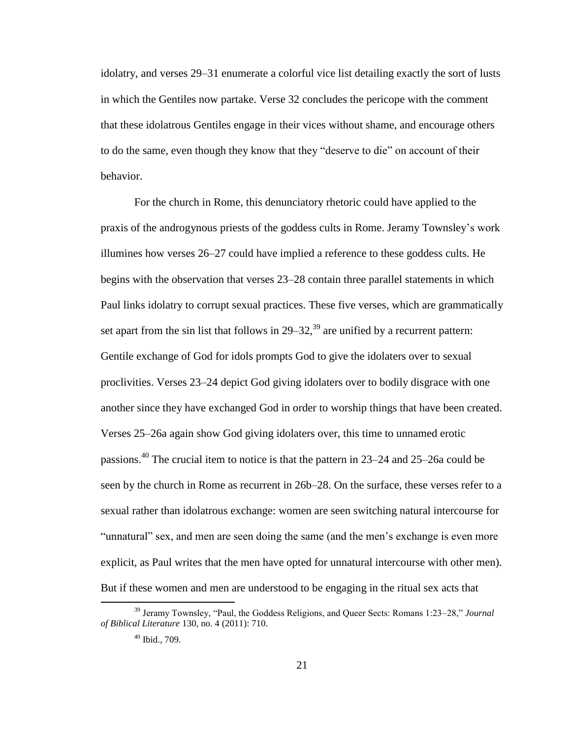idolatry, and verses 29–31 enumerate a colorful vice list detailing exactly the sort of lusts in which the Gentiles now partake. Verse 32 concludes the pericope with the comment that these idolatrous Gentiles engage in their vices without shame, and encourage others to do the same, even though they know that they "deserve to die" on account of their behavior.

For the church in Rome, this denunciatory rhetoric could have applied to the praxis of the androgynous priests of the goddess cults in Rome. Jeramy Townsley's work illumines how verses 26–27 could have implied a reference to these goddess cults. He begins with the observation that verses 23–28 contain three parallel statements in which Paul links idolatry to corrupt sexual practices. These five verses, which are grammatically set apart from the sin list that follows in 29–32,[39] are unified by a recurrent pattern: Gentile exchange of God for idols prompts God to give the idolaters over to sexual proclivities. Verses 23–24 depict God giving idolaters over to bodily disgrace with one another since they have exchanged God in order to worship things that have been created. Verses 25–26a again show God giving idolaters over, this time to unnamed erotic passions.[40] The crucial item to notice is that the pattern in 23–24 and 25–26a could be seen by the church in Rome as recurrent in 26b–28. On the surface, these verses refer to a sexual rather than idolatrous exchange: women are seen switching natural intercourse for "unnatural" sex, and men are seen doing the same (and the men's exchange is even more explicit, as Paul writes that the men have opted for unnatural intercourse with other men). But if these women and men are understood to be engaging in the ritual sex acts that

[39] Jeramy Townsley, "Paul, the Goddess Religions, and Queer Sects: Romans 1:23–28," *Journal of Biblical Literature* 130, no. 4 (2011): 710.

[40] Ibid., 709.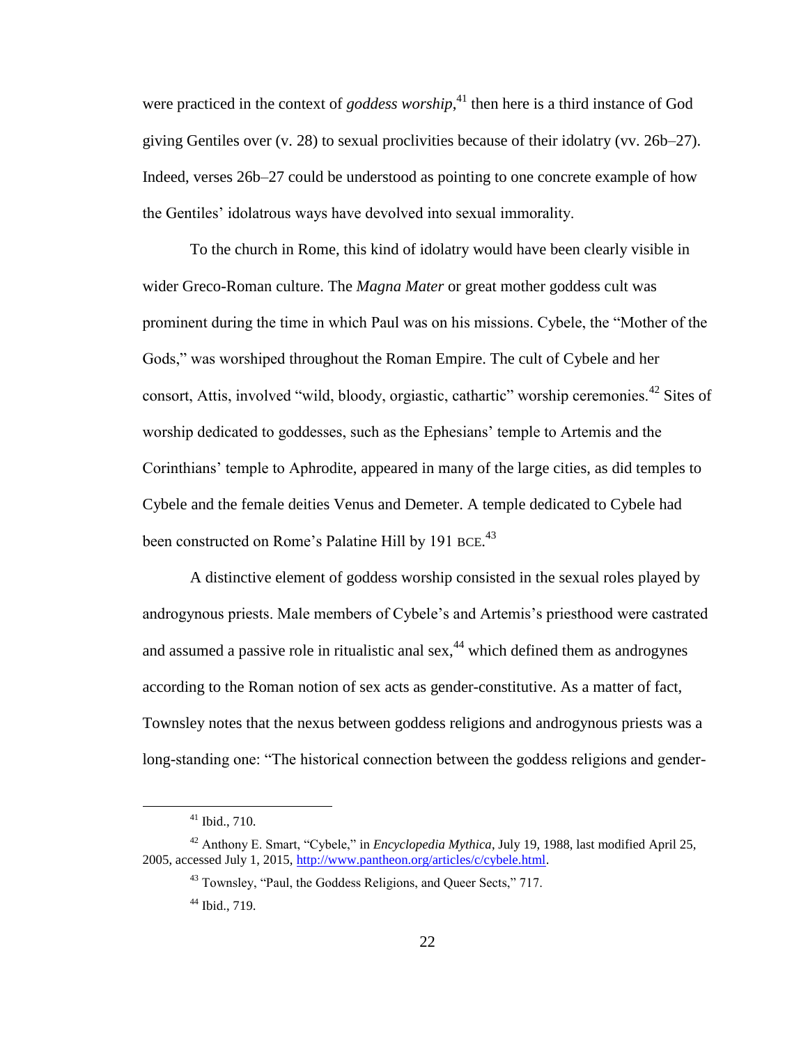were practiced in the context of *goddess worship*,[41] then here is a third instance of God giving Gentiles over (v. 28) to sexual proclivities because of their idolatry (vv. 26b–27). Indeed, verses 26b–27 could be understood as pointing to one concrete example of how the Gentiles' idolatrous ways have devolved into sexual immorality.

To the church in Rome, this kind of idolatry would have been clearly visible in wider Greco-Roman culture. The *Magna Mater* or great mother goddess cult was prominent during the time in which Paul was on his missions. Cybele, the "Mother of the Gods," was worshiped throughout the Roman Empire. The cult of Cybele and her consort, Attis, involved "wild, bloody, orgiastic, cathartic" worship ceremonies.[42] Sites of worship dedicated to goddesses, such as the Ephesians' temple to Artemis and the Corinthians' temple to Aphrodite, appeared in many of the large cities, as did temples to Cybele and the female deities Venus and Demeter. A temple dedicated to Cybele had been constructed on Rome's Palatine Hill by 191 BCE.[43]

A distinctive element of goddess worship consisted in the sexual roles played by androgynous priests. Male members of Cybele's and Artemis's priesthood were castrated and assumed a passive role in ritualistic anal sex,[44] which defined them as androgynes according to the Roman notion of sex acts as gender-constitutive. As a matter of fact, Townsley notes that the nexus between goddess religions and androgynous priests was a long-standing one: "The historical connection between the goddess religions and gender-

---

[41] Ibid., 710.

[42] Anthony E. Smart, "Cybele," in *Encyclopedia Mythica*, July 19, 1988, last modified April 25, 2005, accessed July 1, 2015, http://www.pantheon.org/articles/c/cybele.html.

[43] Townsley, "Paul, the Goddess Religions, and Queer Sects," 717.

[44] Ibid., 719.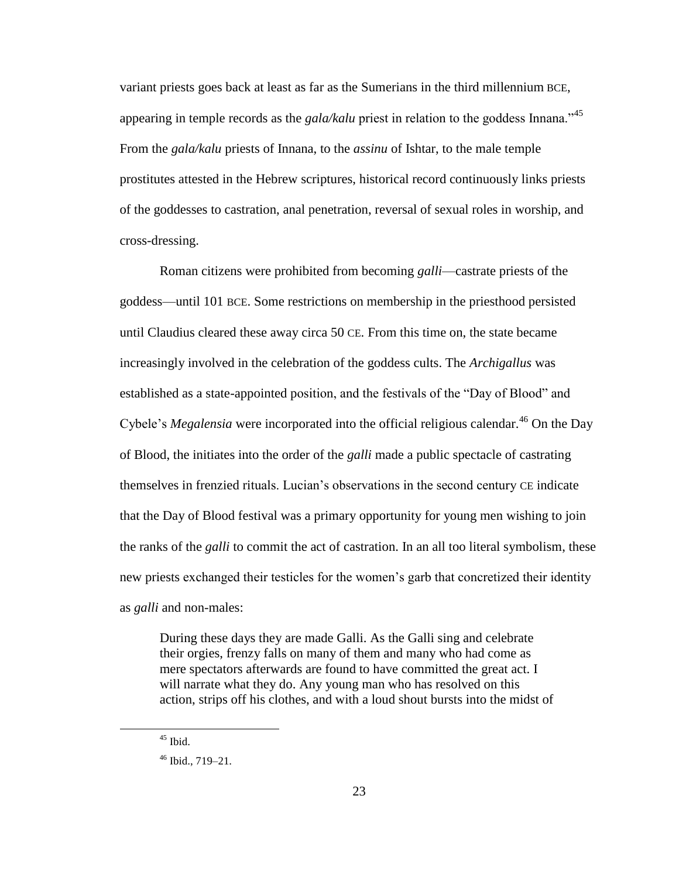variant priests goes back at least as far as the Sumerians in the third millennium BCE, appearing in temple records as the *gala/kalu* priest in relation to the goddess Innana."[45] From the *gala/kalu* priests of Innana, to the *assinu* of Ishtar, to the male temple prostitutes attested in the Hebrew scriptures, historical record continuously links priests of the goddesses to castration, anal penetration, reversal of sexual roles in worship, and cross-dressing.

Roman citizens were prohibited from becoming *galli*—castrate priests of the goddess—until 101 BCE. Some restrictions on membership in the priesthood persisted until Claudius cleared these away circa 50 CE. From this time on, the state became increasingly involved in the celebration of the goddess cults. The *Archigallus* was established as a state-appointed position, and the festivals of the "Day of Blood" and Cybele's *Megalensia* were incorporated into the official religious calendar.[46] On the Day of Blood, the initiates into the order of the *galli* made a public spectacle of castrating themselves in frenzied rituals. Lucian's observations in the second century CE indicate that the Day of Blood festival was a primary opportunity for young men wishing to join the ranks of the *galli* to commit the act of castration. In an all too literal symbolism, these new priests exchanged their testicles for the women's garb that concretized their identity as *galli* and non-males:

> During these days they are made Galli. As the Galli sing and celebrate their orgies, frenzy falls on many of them and many who had come as mere spectators afterwards are found to have committed the great act. I will narrate what they do. Any young man who has resolved on this action, strips off his clothes, and with a loud shout bursts into the midst of

[45] Ibid.

[46] Ibid., 719–21.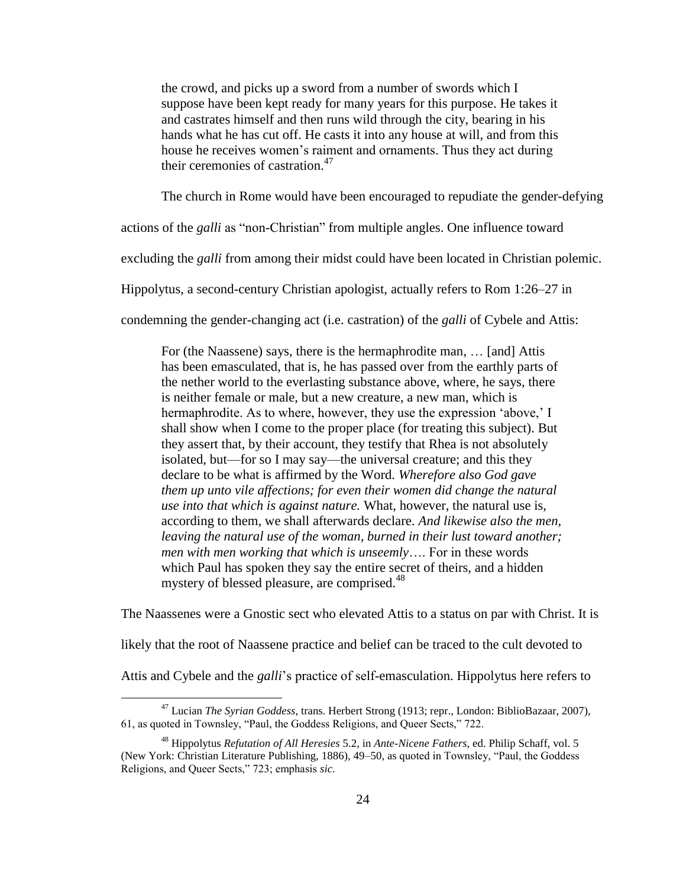> the crowd, and picks up a sword from a number of swords which I suppose have been kept ready for many years for this purpose. He takes it and castrates himself and then runs wild through the city, bearing in his hands what he has cut off. He casts it into any house at will, and from this house he receives women's raiment and ornaments. Thus they act during their ceremonies of castration.[47]

The church in Rome would have been encouraged to repudiate the gender-defying actions of the *galli* as "non-Christian" from multiple angles. One influence toward excluding the *galli* from among their midst could have been located in Christian polemic. Hippolytus, a second-century Christian apologist, actually refers to Rom 1:26–27 in condemning the gender-changing act (i.e. castration) of the *galli* of Cybele and Attis:

> For (the Naassene) says, there is the hermaphrodite man, … [and] Attis has been emasculated, that is, he has passed over from the earthly parts of the nether world to the everlasting substance above, where, he says, there is neither female or male, but a new creature, a new man, which is hermaphrodite. As to where, however, they use the expression 'above,' I shall show when I come to the proper place (for treating this subject). But they assert that, by their account, they testify that Rhea is not absolutely isolated, but—for so I may say—the universal creature; and this they declare to be what is affirmed by the Word. *Wherefore also God gave them up unto vile affections; for even their women did change the natural use into that which is against nature.* What, however, the natural use is, according to them, we shall afterwards declare. *And likewise also the men, leaving the natural use of the woman, burned in their lust toward another; men with men working that which is unseemly*…. For in these words which Paul has spoken they say the entire secret of theirs, and a hidden mystery of blessed pleasure, are comprised.[48]

The Naassenes were a Gnostic sect who elevated Attis to a status on par with Christ. It is likely that the root of Naassene practice and belief can be traced to the cult devoted to Attis and Cybele and the *galli*'s practice of self-emasculation. Hippolytus here refers to

---

[47] Lucian *The Syrian Goddess*, trans. Herbert Strong (1913; repr., London: BiblioBazaar, 2007), 61, as quoted in Townsley, "Paul, the Goddess Religions, and Queer Sects," 722.

[48] Hippolytus *Refutation of All Heresies* 5.2, in *Ante-Nicene Fathers*, ed. Philip Schaff, vol. 5 (New York: Christian Literature Publishing, 1886), 49–50, as quoted in Townsley, "Paul, the Goddess Religions, and Queer Sects," 723; emphasis *sic*.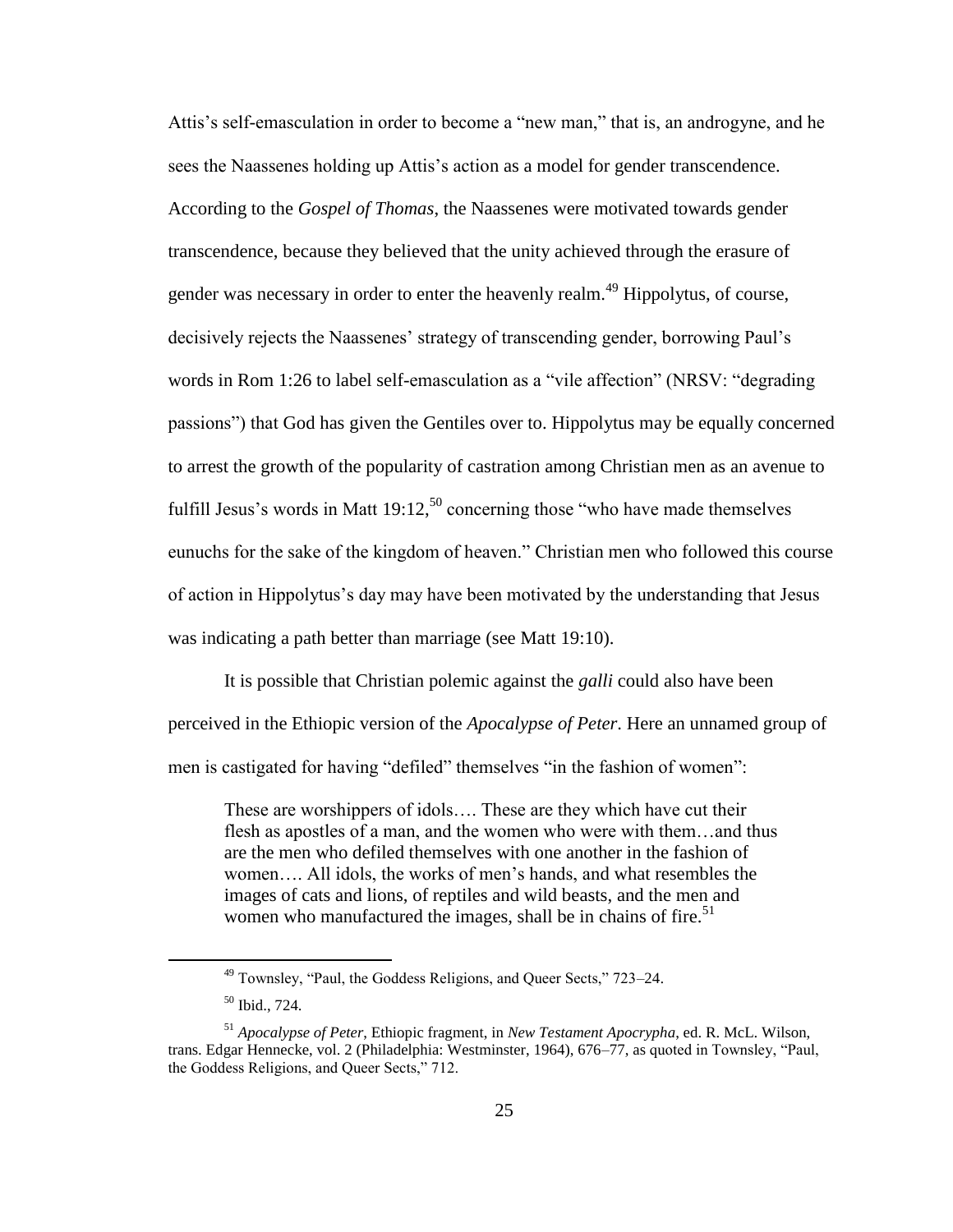Attis's self-emasculation in order to become a "new man," that is, an androgyne, and he sees the Naassenes holding up Attis's action as a model for gender transcendence. According to the *Gospel of Thomas*, the Naassenes were motivated towards gender transcendence, because they believed that the unity achieved through the erasure of gender was necessary in order to enter the heavenly realm.[49] Hippolytus, of course, decisively rejects the Naassenes' strategy of transcending gender, borrowing Paul's words in Rom 1:26 to label self-emasculation as a "vile affection" (NRSV: "degrading passions") that God has given the Gentiles over to. Hippolytus may be equally concerned to arrest the growth of the popularity of castration among Christian men as an avenue to fulfill Jesus's words in Matt 19:12,[50] concerning those "who have made themselves eunuchs for the sake of the kingdom of heaven." Christian men who followed this course of action in Hippolytus's day may have been motivated by the understanding that Jesus was indicating a path better than marriage (see Matt 19:10).

It is possible that Christian polemic against the *galli* could also have been perceived in the Ethiopic version of the *Apocalypse of Peter*. Here an unnamed group of men is castigated for having "defiled" themselves "in the fashion of women":

> These are worshippers of idols…. These are they which have cut their flesh as apostles of a man, and the women who were with them…and thus are the men who defiled themselves with one another in the fashion of women…. All idols, the works of men's hands, and what resembles the images of cats and lions, of reptiles and wild beasts, and the men and women who manufactured the images, shall be in chains of fire.[51]

---

[49] Townsley, "Paul, the Goddess Religions, and Queer Sects," 723–24.

[50] Ibid., 724.

[51] *Apocalypse of Peter*, Ethiopic fragment, in *New Testament Apocrypha*, ed. R. McL. Wilson, trans. Edgar Hennecke, vol. 2 (Philadelphia: Westminster, 1964), 676–77, as quoted in Townsley, "Paul, the Goddess Religions, and Queer Sects," 712.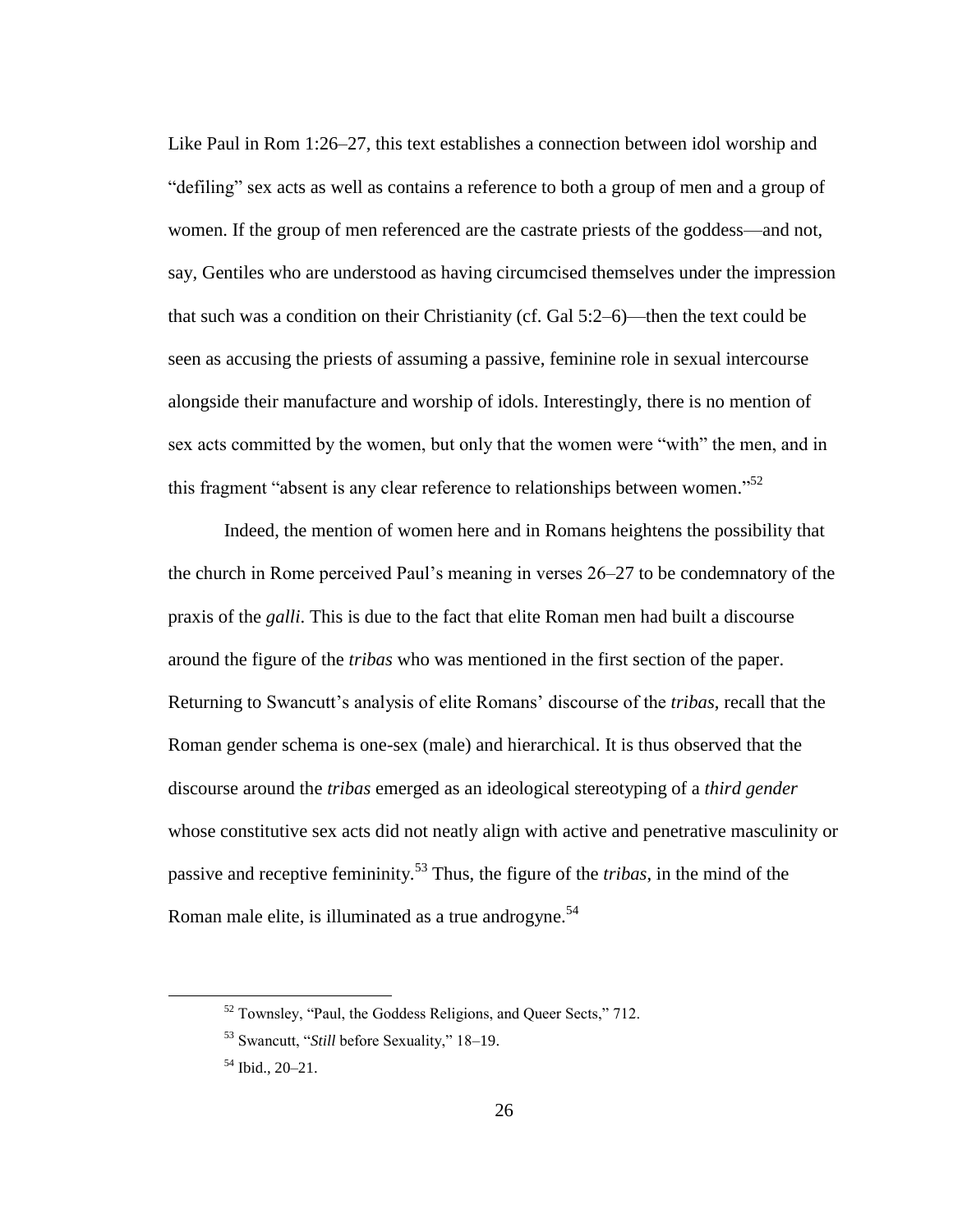Like Paul in Rom 1:26–27, this text establishes a connection between idol worship and "defiling" sex acts as well as contains a reference to both a group of men and a group of women. If the group of men referenced are the castrate priests of the goddess—and not, say, Gentiles who are understood as having circumcised themselves under the impression that such was a condition on their Christianity (cf. Gal 5:2–6)—then the text could be seen as accusing the priests of assuming a passive, feminine role in sexual intercourse alongside their manufacture and worship of idols. Interestingly, there is no mention of sex acts committed by the women, but only that the women were "with" the men, and in this fragment "absent is any clear reference to relationships between women."[52]

Indeed, the mention of women here and in Romans heightens the possibility that the church in Rome perceived Paul's meaning in verses 26–27 to be condemnatory of the praxis of the *galli*. This is due to the fact that elite Roman men had built a discourse around the figure of the *tribas* who was mentioned in the first section of the paper. Returning to Swancutt's analysis of elite Romans' discourse of the *tribas*, recall that the Roman gender schema is one-sex (male) and hierarchical. It is thus observed that the discourse around the *tribas* emerged as an ideological stereotyping of a *third gender* whose constitutive sex acts did not neatly align with active and penetrative masculinity or passive and receptive femininity.[53] Thus, the figure of the *tribas*, in the mind of the Roman male elite, is illuminated as a true androgyne.[54]

---

[52] Townsley, "Paul, the Goddess Religions, and Queer Sects," 712.

[53] Swancutt, "*Still* before Sexuality," 18–19.

[54] Ibid., 20–21.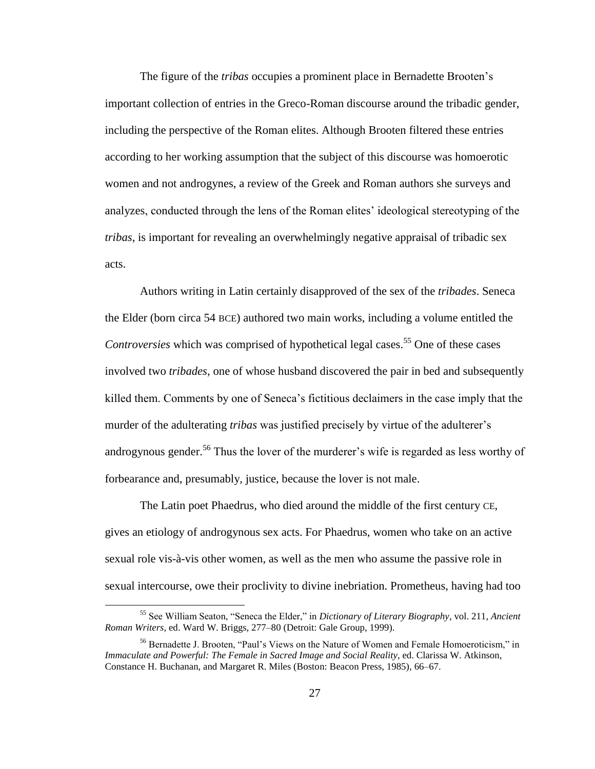The figure of the *tribas* occupies a prominent place in Bernadette Brooten's important collection of entries in the Greco-Roman discourse around the tribadic gender, including the perspective of the Roman elites. Although Brooten filtered these entries according to her working assumption that the subject of this discourse was homoerotic women and not androgynes, a review of the Greek and Roman authors she surveys and analyzes, conducted through the lens of the Roman elites' ideological stereotyping of the *tribas*, is important for revealing an overwhelmingly negative appraisal of tribadic sex acts.

Authors writing in Latin certainly disapproved of the sex of the *tribades*. Seneca the Elder (born circa 54 BCE) authored two main works, including a volume entitled the *Controversies* which was comprised of hypothetical legal cases.[55] One of these cases involved two *tribades*, one of whose husband discovered the pair in bed and subsequently killed them. Comments by one of Seneca's fictitious declaimers in the case imply that the murder of the adulterating *tribas* was justified precisely by virtue of the adulterer's androgynous gender.[56] Thus the lover of the murderer's wife is regarded as less worthy of forbearance and, presumably, justice, because the lover is not male.

The Latin poet Phaedrus, who died around the middle of the first century CE, gives an etiology of androgynous sex acts. For Phaedrus, women who take on an active sexual role vis-à-vis other women, as well as the men who assume the passive role in sexual intercourse, owe their proclivity to divine inebriation. Prometheus, having had too

---

[55] See William Seaton, "Seneca the Elder," in *Dictionary of Literary Biography*, vol. 211, *Ancient Roman Writers*, ed. Ward W. Briggs, 277–80 (Detroit: Gale Group, 1999).

[56] Bernadette J. Brooten, "Paul's Views on the Nature of Women and Female Homoeroticism," in *Immaculate and Powerful: The Female in Sacred Image and Social Reality*, ed. Clarissa W. Atkinson, Constance H. Buchanan, and Margaret R. Miles (Boston: Beacon Press, 1985), 66–67.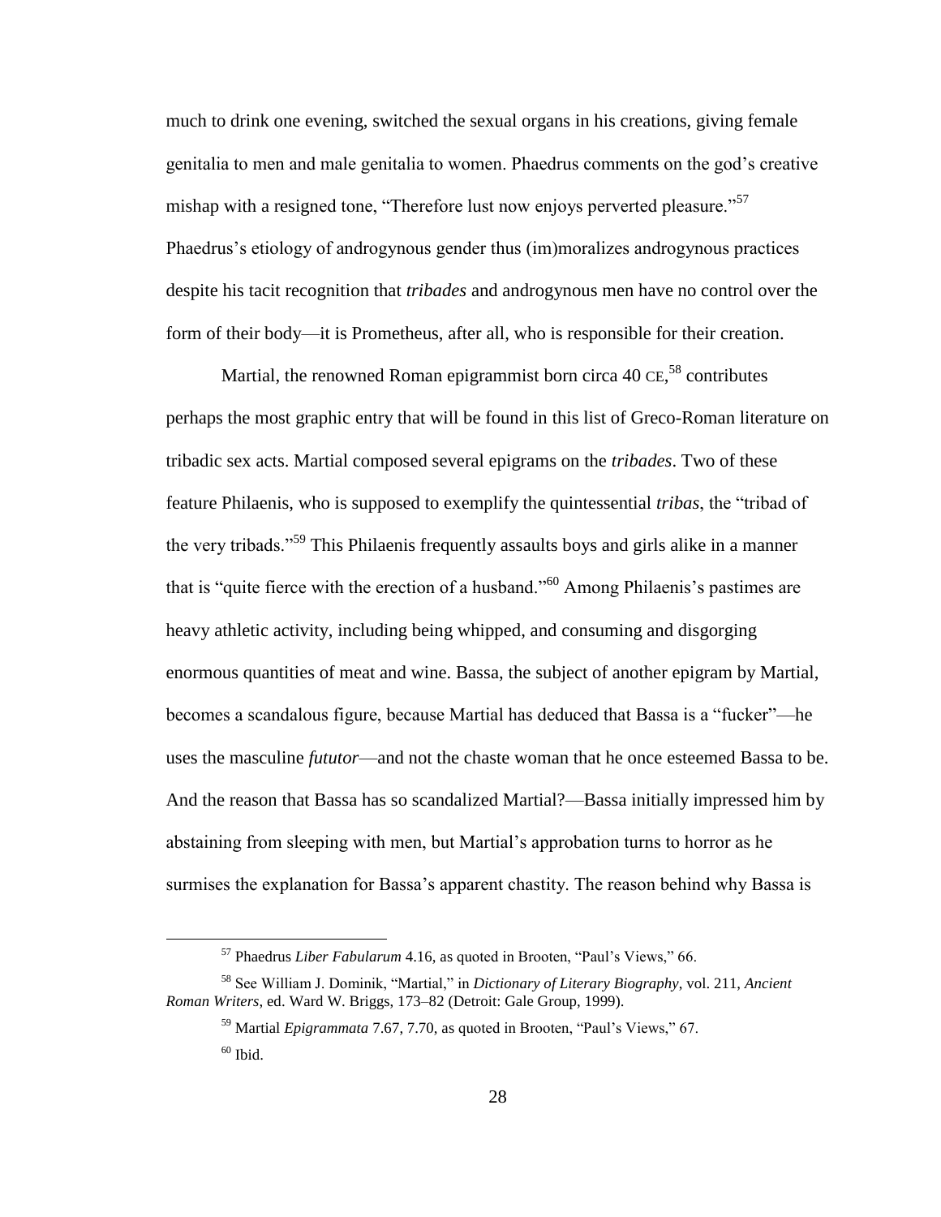much to drink one evening, switched the sexual organs in his creations, giving female genitalia to men and male genitalia to women. Phaedrus comments on the god's creative mishap with a resigned tone, "Therefore lust now enjoys perverted pleasure."[57] Phaedrus's etiology of androgynous gender thus (im)moralizes androgynous practices despite his tacit recognition that *tribades* and androgynous men have no control over the form of their body—it is Prometheus, after all, who is responsible for their creation.

Martial, the renowned Roman epigrammist born circa 40 CE,[58] contributes perhaps the most graphic entry that will be found in this list of Greco-Roman literature on tribadic sex acts. Martial composed several epigrams on the *tribades*. Two of these feature Philaenis, who is supposed to exemplify the quintessential *tribas*, the "tribad of the very tribads."[59] This Philaenis frequently assaults boys and girls alike in a manner that is "quite fierce with the erection of a husband."[60] Among Philaenis's pastimes are heavy athletic activity, including being whipped, and consuming and disgorging enormous quantities of meat and wine. Bassa, the subject of another epigram by Martial, becomes a scandalous figure, because Martial has deduced that Bassa is a "fucker"—he uses the masculine *fututor*—and not the chaste woman that he once esteemed Bassa to be. And the reason that Bassa has so scandalized Martial?—Bassa initially impressed him by abstaining from sleeping with men, but Martial's approbation turns to horror as he surmises the explanation for Bassa's apparent chastity. The reason behind why Bassa is

---

[57] Phaedrus *Liber Fabularum* 4.16, as quoted in Brooten, "Paul's Views," 66.

[58] See William J. Dominik, "Martial," in *Dictionary of Literary Biography*, vol. 211, *Ancient Roman Writers*, ed. Ward W. Briggs, 173–82 (Detroit: Gale Group, 1999).

[59] Martial *Epigrammata* 7.67, 7.70, as quoted in Brooten, "Paul's Views," 67.

[60] Ibid.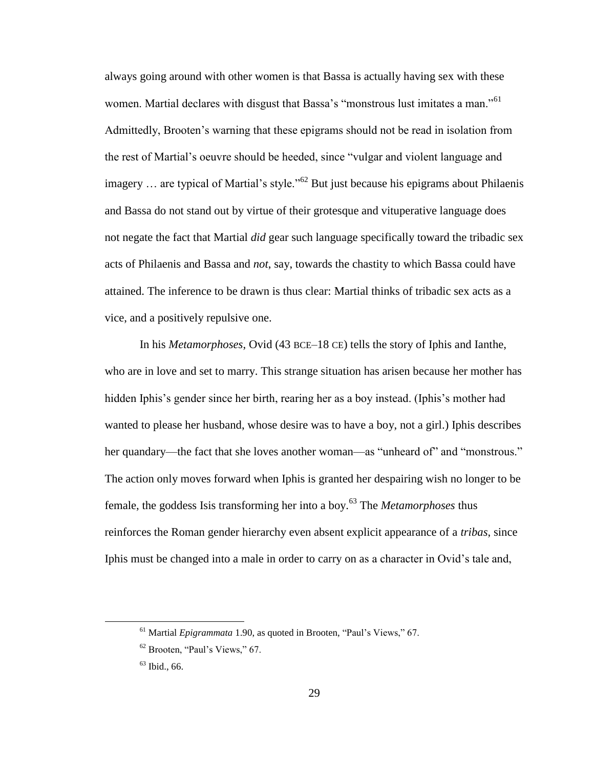always going around with other women is that Bassa is actually having sex with these women. Martial declares with disgust that Bassa's "monstrous lust imitates a man."[61] Admittedly, Brooten's warning that these epigrams should not be read in isolation from the rest of Martial's oeuvre should be heeded, since "vulgar and violent language and imagery … are typical of Martial's style."[62] But just because his epigrams about Philaenis and Bassa do not stand out by virtue of their grotesque and vituperative language does not negate the fact that Martial *did* gear such language specifically toward the tribadic sex acts of Philaenis and Bassa and *not*, say, towards the chastity to which Bassa could have attained. The inference to be drawn is thus clear: Martial thinks of tribadic sex acts as a vice, and a positively repulsive one.

In his *Metamorphoses*, Ovid (43 BCE–18 CE) tells the story of Iphis and Ianthe, who are in love and set to marry. This strange situation has arisen because her mother has hidden Iphis's gender since her birth, rearing her as a boy instead. (Iphis's mother had wanted to please her husband, whose desire was to have a boy, not a girl.) Iphis describes her quandary—the fact that she loves another woman—as "unheard of" and "monstrous." The action only moves forward when Iphis is granted her despairing wish no longer to be female, the goddess Isis transforming her into a boy.[63] The *Metamorphoses* thus reinforces the Roman gender hierarchy even absent explicit appearance of a *tribas*, since Iphis must be changed into a male in order to carry on as a character in Ovid's tale and,

---

[61] Martial *Epigrammata* 1.90, as quoted in Brooten, "Paul's Views," 67.

[62] Brooten, "Paul's Views," 67.

[63] Ibid., 66.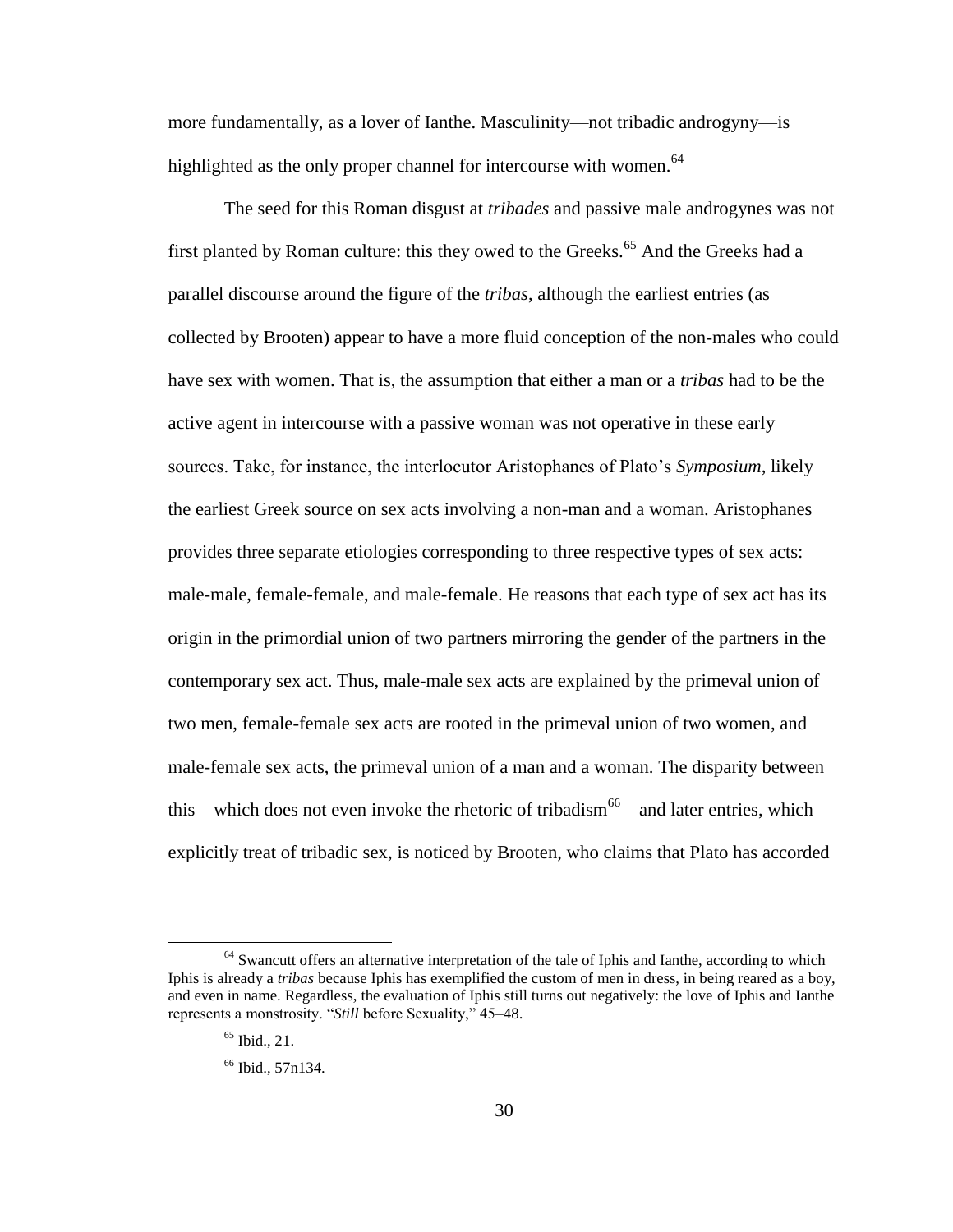more fundamentally, as a lover of Ianthe. Masculinity—not tribadic androgyny—is highlighted as the only proper channel for intercourse with women.[64]

The seed for this Roman disgust at *tribades* and passive male androgynes was not first planted by Roman culture: this they owed to the Greeks.[65] And the Greeks had a parallel discourse around the figure of the *tribas*, although the earliest entries (as collected by Brooten) appear to have a more fluid conception of the non-males who could have sex with women. That is, the assumption that either a man or a *tribas* had to be the active agent in intercourse with a passive woman was not operative in these early sources. Take, for instance, the interlocutor Aristophanes of Plato's *Symposium*, likely the earliest Greek source on sex acts involving a non-man and a woman. Aristophanes provides three separate etiologies corresponding to three respective types of sex acts: male-male, female-female, and male-female. He reasons that each type of sex act has its origin in the primordial union of two partners mirroring the gender of the partners in the contemporary sex act. Thus, male-male sex acts are explained by the primeval union of two men, female-female sex acts are rooted in the primeval union of two women, and male-female sex acts, the primeval union of a man and a woman. The disparity between this—which does not even invoke the rhetoric of tribadism[66]—and later entries, which explicitly treat of tribadic sex, is noticed by Brooten, who claims that Plato has accorded

---

[64] Swancutt offers an alternative interpretation of the tale of Iphis and Ianthe, according to which Iphis is already a *tribas* because Iphis has exemplified the custom of men in dress, in being reared as a boy, and even in name. Regardless, the evaluation of Iphis still turns out negatively: the love of Iphis and Ianthe represents a monstrosity. "*Still* before Sexuality," 45–48.

[65] Ibid., 21.

[66] Ibid., 57n134.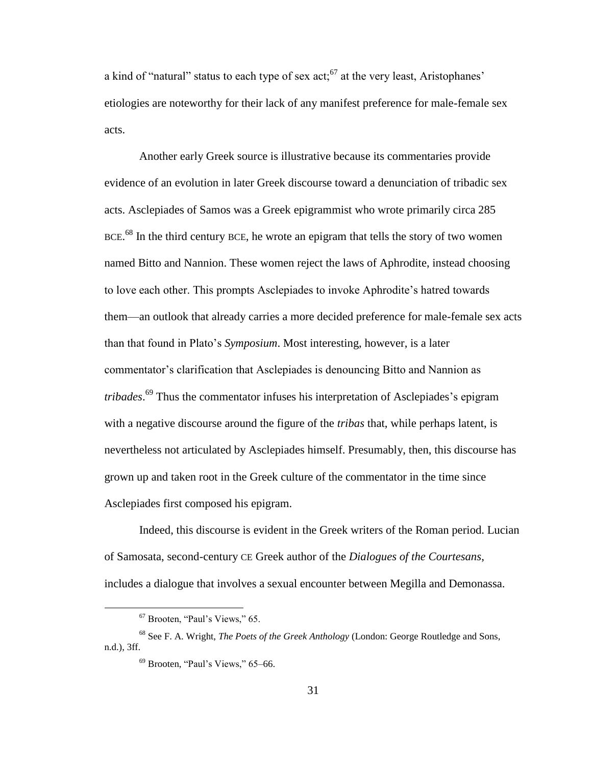a kind of "natural" status to each type of sex act;[67] at the very least, Aristophanes' etiologies are noteworthy for their lack of any manifest preference for male-female sex acts.

Another early Greek source is illustrative because its commentaries provide evidence of an evolution in later Greek discourse toward a denunciation of tribadic sex acts. Asclepiades of Samos was a Greek epigrammist who wrote primarily circa 285 BCE.[68] In the third century BCE, he wrote an epigram that tells the story of two women named Bitto and Nannion. These women reject the laws of Aphrodite, instead choosing to love each other. This prompts Asclepiades to invoke Aphrodite's hatred towards them—an outlook that already carries a more decided preference for male-female sex acts than that found in Plato's *Symposium*. Most interesting, however, is a later commentator's clarification that Asclepiades is denouncing Bitto and Nannion as *tribades*.[69] Thus the commentator infuses his interpretation of Asclepiades's epigram with a negative discourse around the figure of the *tribas* that, while perhaps latent, is nevertheless not articulated by Asclepiades himself. Presumably, then, this discourse has grown up and taken root in the Greek culture of the commentator in the time since Asclepiades first composed his epigram.

Indeed, this discourse is evident in the Greek writers of the Roman period. Lucian of Samosata, second-century CE Greek author of the *Dialogues of the Courtesans*, includes a dialogue that involves a sexual encounter between Megilla and Demonassa.

---

[67] Brooten, "Paul's Views," 65.

[68] See F. A. Wright, *The Poets of the Greek Anthology* (London: George Routledge and Sons, n.d.), 3ff.

[69] Brooten, "Paul's Views," 65–66.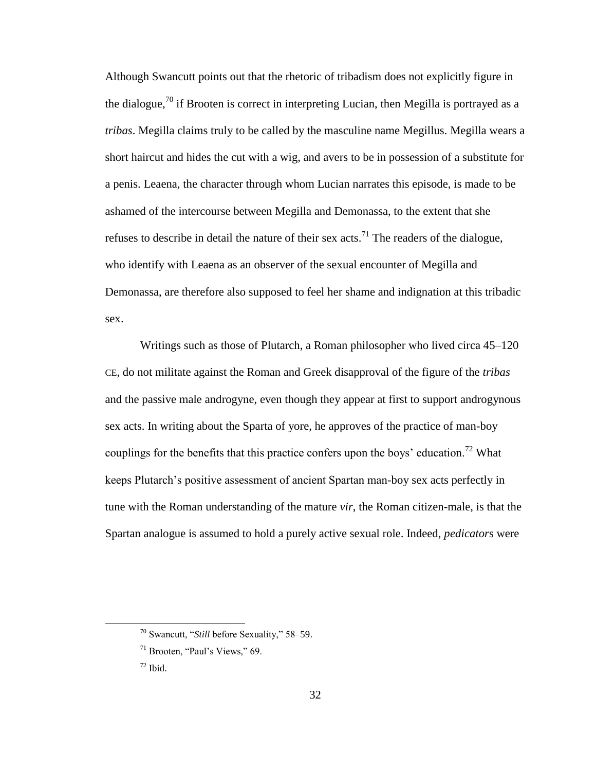Although Swancutt points out that the rhetoric of tribadism does not explicitly figure in the dialogue,[70] if Brooten is correct in interpreting Lucian, then Megilla is portrayed as a *tribas*. Megilla claims truly to be called by the masculine name Megillus. Megilla wears a short haircut and hides the cut with a wig, and avers to be in possession of a substitute for a penis. Leaena, the character through whom Lucian narrates this episode, is made to be ashamed of the intercourse between Megilla and Demonassa, to the extent that she refuses to describe in detail the nature of their sex acts.[71] The readers of the dialogue, who identify with Leaena as an observer of the sexual encounter of Megilla and Demonassa, are therefore also supposed to feel her shame and indignation at this tribadic sex.

Writings such as those of Plutarch, a Roman philosopher who lived circa 45–120 CE, do not militate against the Roman and Greek disapproval of the figure of the *tribas* and the passive male androgyne, even though they appear at first to support androgynous sex acts. In writing about the Sparta of yore, he approves of the practice of man-boy couplings for the benefits that this practice confers upon the boys' education.[72] What keeps Plutarch's positive assessment of ancient Spartan man-boy sex acts perfectly in tune with the Roman understanding of the mature *vir*, the Roman citizen-male, is that the Spartan analogue is assumed to hold a purely active sexual role. Indeed, *pedicator*s were

---

[70] Swancutt, "*Still* before Sexuality," 58–59.

[71] Brooten, "Paul's Views," 69.

[72] Ibid.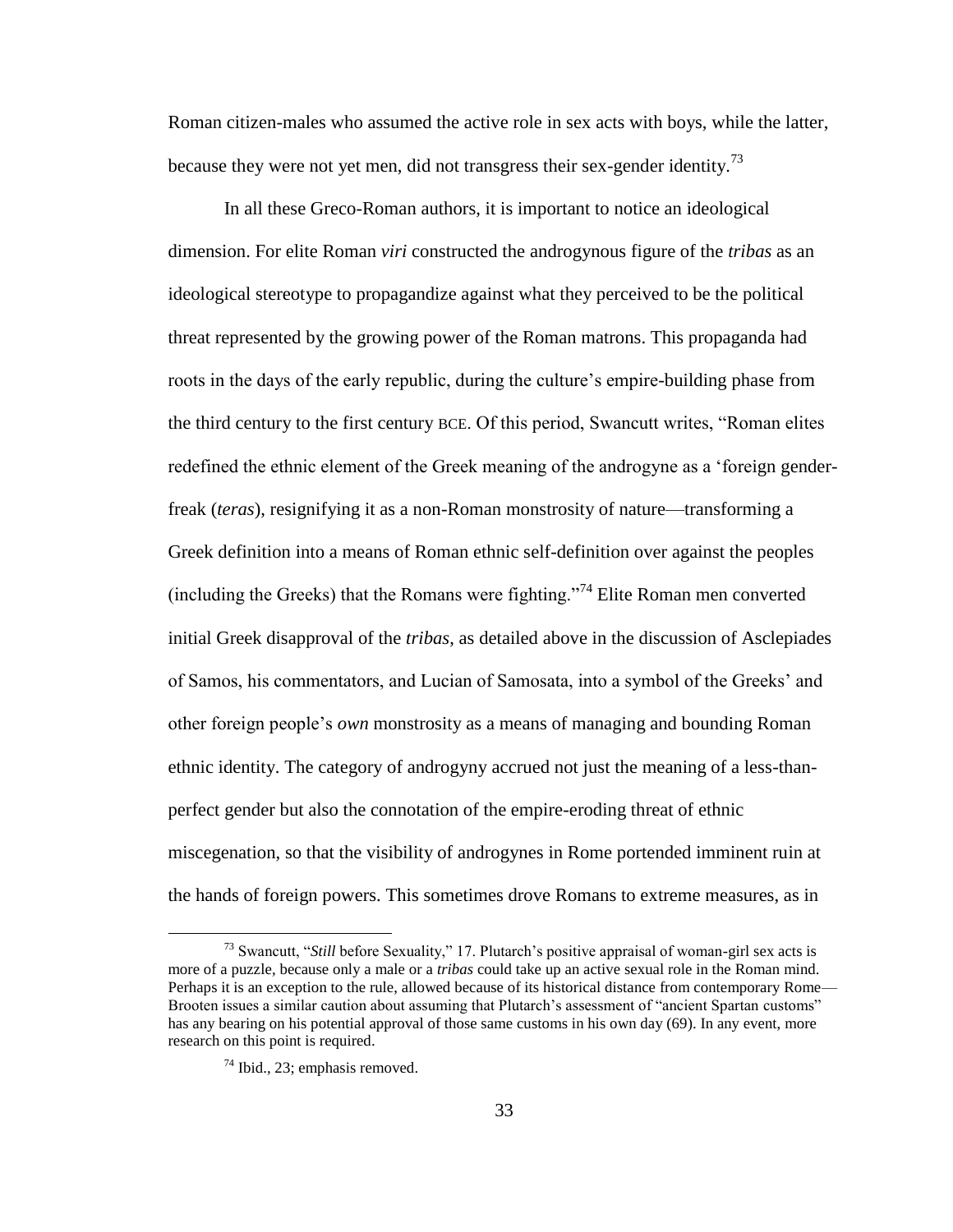Roman citizen-males who assumed the active role in sex acts with boys, while the latter, because they were not yet men, did not transgress their sex-gender identity.[73]

In all these Greco-Roman authors, it is important to notice an ideological dimension. For elite Roman *viri* constructed the androgynous figure of the *tribas* as an ideological stereotype to propagandize against what they perceived to be the political threat represented by the growing power of the Roman matrons. This propaganda had roots in the days of the early republic, during the culture's empire-building phase from the third century to the first century BCE. Of this period, Swancutt writes, "Roman elites redefined the ethnic element of the Greek meaning of the androgyne as a 'foreign gender-freak (*teras*), resignifying it as a non-Roman monstrosity of nature—transforming a Greek definition into a means of Roman ethnic self-definition over against the peoples (including the Greeks) that the Romans were fighting."[74] Elite Roman men converted initial Greek disapproval of the *tribas*, as detailed above in the discussion of Asclepiades of Samos, his commentators, and Lucian of Samosata, into a symbol of the Greeks' and other foreign people's *own* monstrosity as a means of managing and bounding Roman ethnic identity. The category of androgyny accrued not just the meaning of a less-than-perfect gender but also the connotation of the empire-eroding threat of ethnic miscegenation, so that the visibility of androgynes in Rome portended imminent ruin at the hands of foreign powers. This sometimes drove Romans to extreme measures, as in

---

[73] Swancutt, "*Still* before Sexuality," 17. Plutarch's positive appraisal of woman-girl sex acts is more of a puzzle, because only a male or a *tribas* could take up an active sexual role in the Roman mind. Perhaps it is an exception to the rule, allowed because of its historical distance from contemporary Rome—Brooten issues a similar caution about assuming that Plutarch's assessment of "ancient Spartan customs" has any bearing on his potential approval of those same customs in his own day (69). In any event, more research on this point is required.

[74] Ibid., 23; emphasis removed.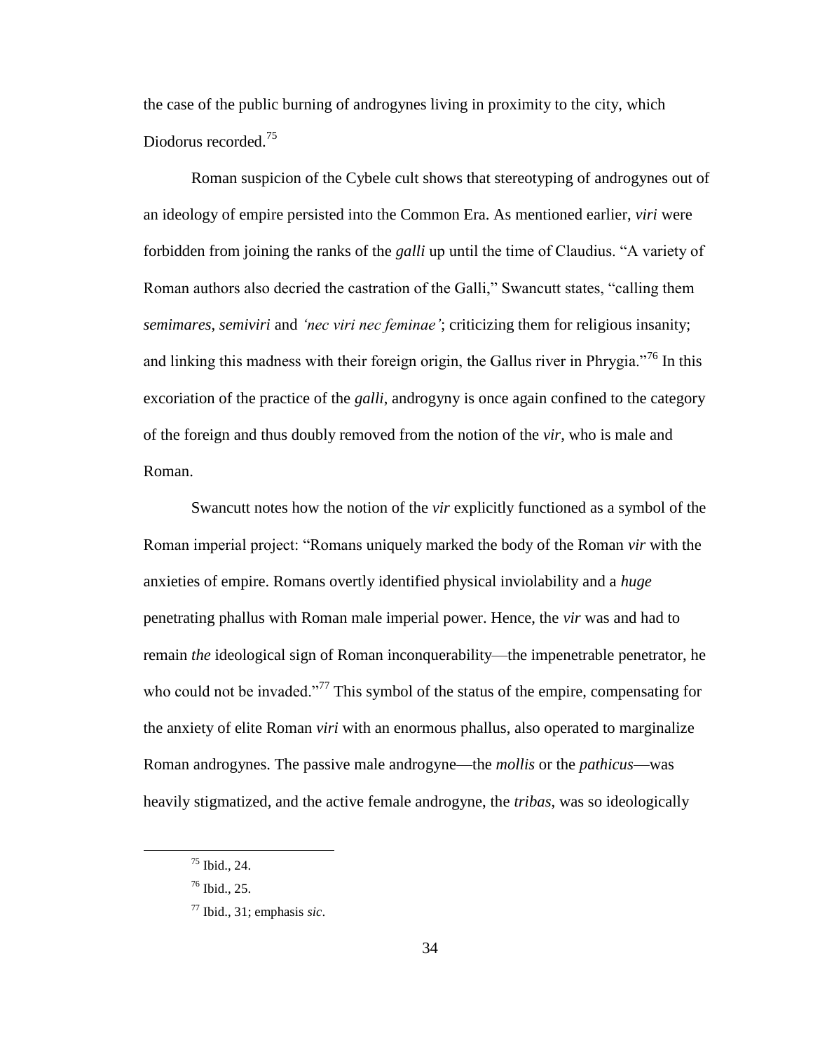the case of the public burning of androgynes living in proximity to the city, which Diodorus recorded.[75]

Roman suspicion of the Cybele cult shows that stereotyping of androgynes out of an ideology of empire persisted into the Common Era. As mentioned earlier, *viri* were forbidden from joining the ranks of the *galli* up until the time of Claudius. "A variety of Roman authors also decried the castration of the Galli," Swancutt states, "calling them *semimares*, *semiviri* and *'nec viri nec feminae'*; criticizing them for religious insanity; and linking this madness with their foreign origin, the Gallus river in Phrygia."[76] In this excoriation of the practice of the *galli*, androgyny is once again confined to the category of the foreign and thus doubly removed from the notion of the *vir*, who is male and Roman.

Swancutt notes how the notion of the *vir* explicitly functioned as a symbol of the Roman imperial project: "Romans uniquely marked the body of the Roman *vir* with the anxieties of empire. Romans overtly identified physical inviolability and a *huge* penetrating phallus with Roman male imperial power. Hence, the *vir* was and had to remain *the* ideological sign of Roman inconquerability—the impenetrable penetrator, he who could not be invaded."[77] This symbol of the status of the empire, compensating for the anxiety of elite Roman *viri* with an enormous phallus, also operated to marginalize Roman androgynes. The passive male androgyne—the *mollis* or the *pathicus*—was heavily stigmatized, and the active female androgyne, the *tribas*, was so ideologically

---

[75] Ibid., 24.

[76] Ibid., 25.

[77] Ibid., 31; emphasis *sic*.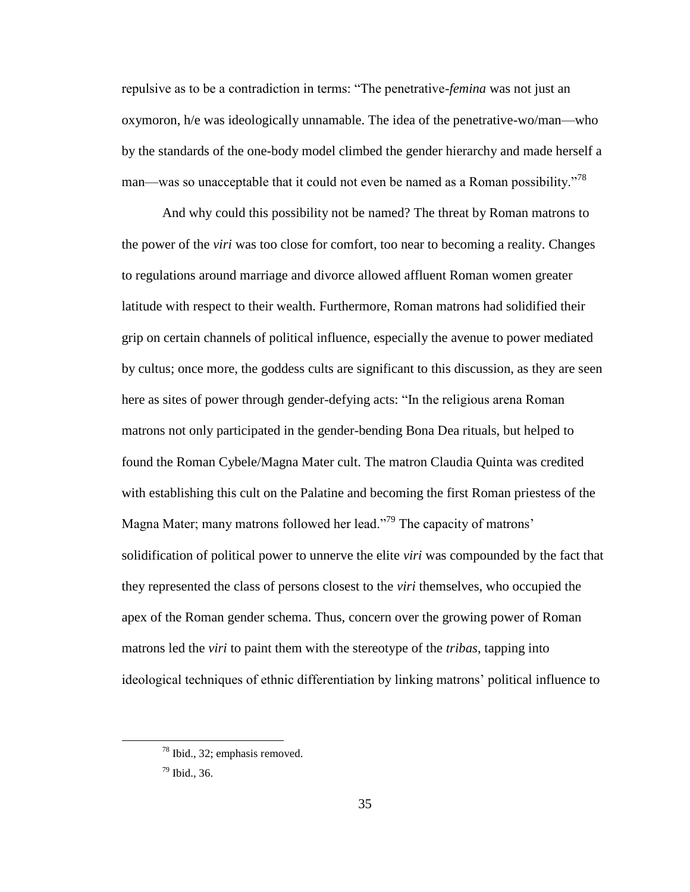repulsive as to be a contradiction in terms: "The penetrative-*femina* was not just an oxymoron, h/e was ideologically unnamable. The idea of the penetrative-wo/man—who by the standards of the one-body model climbed the gender hierarchy and made herself a man—was so unacceptable that it could not even be named as a Roman possibility."[78]

And why could this possibility not be named? The threat by Roman matrons to the power of the *viri* was too close for comfort, too near to becoming a reality. Changes to regulations around marriage and divorce allowed affluent Roman women greater latitude with respect to their wealth. Furthermore, Roman matrons had solidified their grip on certain channels of political influence, especially the avenue to power mediated by cultus; once more, the goddess cults are significant to this discussion, as they are seen here as sites of power through gender-defying acts: "In the religious arena Roman matrons not only participated in the gender-bending Bona Dea rituals, but helped to found the Roman Cybele/Magna Mater cult. The matron Claudia Quinta was credited with establishing this cult on the Palatine and becoming the first Roman priestess of the Magna Mater; many matrons followed her lead."[79] The capacity of matrons' solidification of political power to unnerve the elite *viri* was compounded by the fact that they represented the class of persons closest to the *viri* themselves, who occupied the apex of the Roman gender schema. Thus, concern over the growing power of Roman matrons led the *viri* to paint them with the stereotype of the *tribas*, tapping into ideological techniques of ethnic differentiation by linking matrons' political influence to

[78] Ibid., 32; emphasis removed.

[79] Ibid., 36.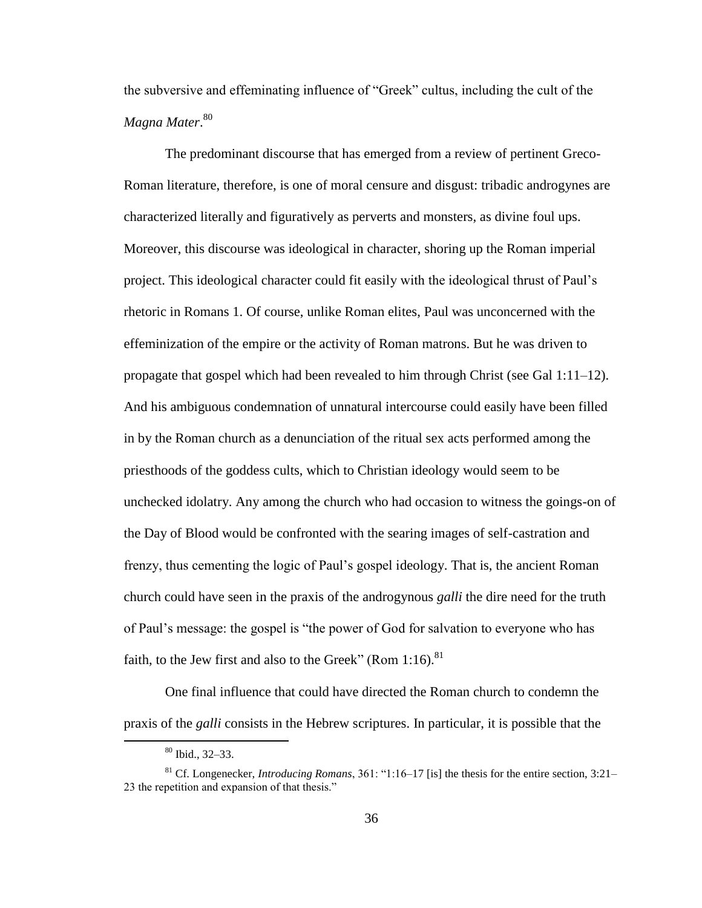the subversive and effeminating influence of "Greek" cultus, including the cult of the *Magna Mater*.[80]

The predominant discourse that has emerged from a review of pertinent Greco-Roman literature, therefore, is one of moral censure and disgust: tribadic androgynes are characterized literally and figuratively as perverts and monsters, as divine foul ups. Moreover, this discourse was ideological in character, shoring up the Roman imperial project. This ideological character could fit easily with the ideological thrust of Paul's rhetoric in Romans 1. Of course, unlike Roman elites, Paul was unconcerned with the effeminization of the empire or the activity of Roman matrons. But he was driven to propagate that gospel which had been revealed to him through Christ (see Gal 1:11–12). And his ambiguous condemnation of unnatural intercourse could easily have been filled in by the Roman church as a denunciation of the ritual sex acts performed among the priesthoods of the goddess cults, which to Christian ideology would seem to be unchecked idolatry. Any among the church who had occasion to witness the goings-on of the Day of Blood would be confronted with the searing images of self-castration and frenzy, thus cementing the logic of Paul's gospel ideology. That is, the ancient Roman church could have seen in the praxis of the androgynous *galli* the dire need for the truth of Paul's message: the gospel is "the power of God for salvation to everyone who has faith, to the Jew first and also to the Greek" (Rom 1:16).[81]

One final influence that could have directed the Roman church to condemn the praxis of the *galli* consists in the Hebrew scriptures. In particular, it is possible that the

[80] Ibid., 32–33.

[81] Cf. Longenecker, *Introducing Romans*, 361: "1:16–17 [is] the thesis for the entire section, 3:21–23 the repetition and expansion of that thesis."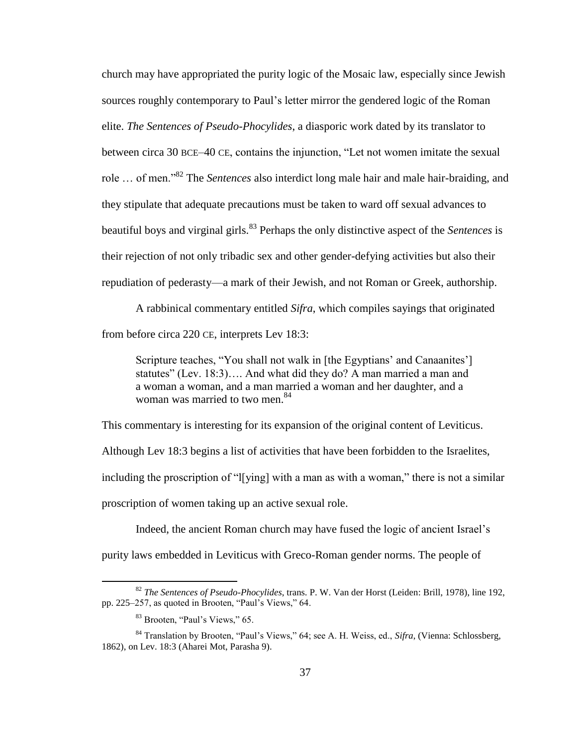church may have appropriated the purity logic of the Mosaic law, especially since Jewish sources roughly contemporary to Paul's letter mirror the gendered logic of the Roman elite. *The Sentences of Pseudo-Phocylides*, a diasporic work dated by its translator to between circa 30 BCE–40 CE, contains the injunction, "Let not women imitate the sexual role … of men."[82] The *Sentences* also interdict long male hair and male hair-braiding, and they stipulate that adequate precautions must be taken to ward off sexual advances to beautiful boys and virginal girls.[83] Perhaps the only distinctive aspect of the *Sentences* is their rejection of not only tribadic sex and other gender-defying activities but also their repudiation of pederasty—a mark of their Jewish, and not Roman or Greek, authorship.

A rabbinical commentary entitled *Sifra*, which compiles sayings that originated from before circa 220 CE, interprets Lev 18:3:

> Scripture teaches, "You shall not walk in [the Egyptians' and Canaanites'] statutes" (Lev. 18:3)…. And what did they do? A man married a man and a woman a woman, and a man married a woman and her daughter, and a woman was married to two men.[84]

This commentary is interesting for its expansion of the original content of Leviticus. Although Lev 18:3 begins a list of activities that have been forbidden to the Israelites, including the proscription of "l[ying] with a man as with a woman," there is not a similar proscription of women taking up an active sexual role.

Indeed, the ancient Roman church may have fused the logic of ancient Israel's purity laws embedded in Leviticus with Greco-Roman gender norms. The people of

---

[82] *The Sentences of Pseudo-Phocylides*, trans. P. W. Van der Horst (Leiden: Brill, 1978), line 192, pp. 225–257, as quoted in Brooten, "Paul's Views," 64.

[83] Brooten, "Paul's Views," 65.

[84] Translation by Brooten, "Paul's Views," 64; see A. H. Weiss, ed., *Sifra*, (Vienna: Schlossberg, 1862), on Lev. 18:3 (Aharei Mot, Parasha 9).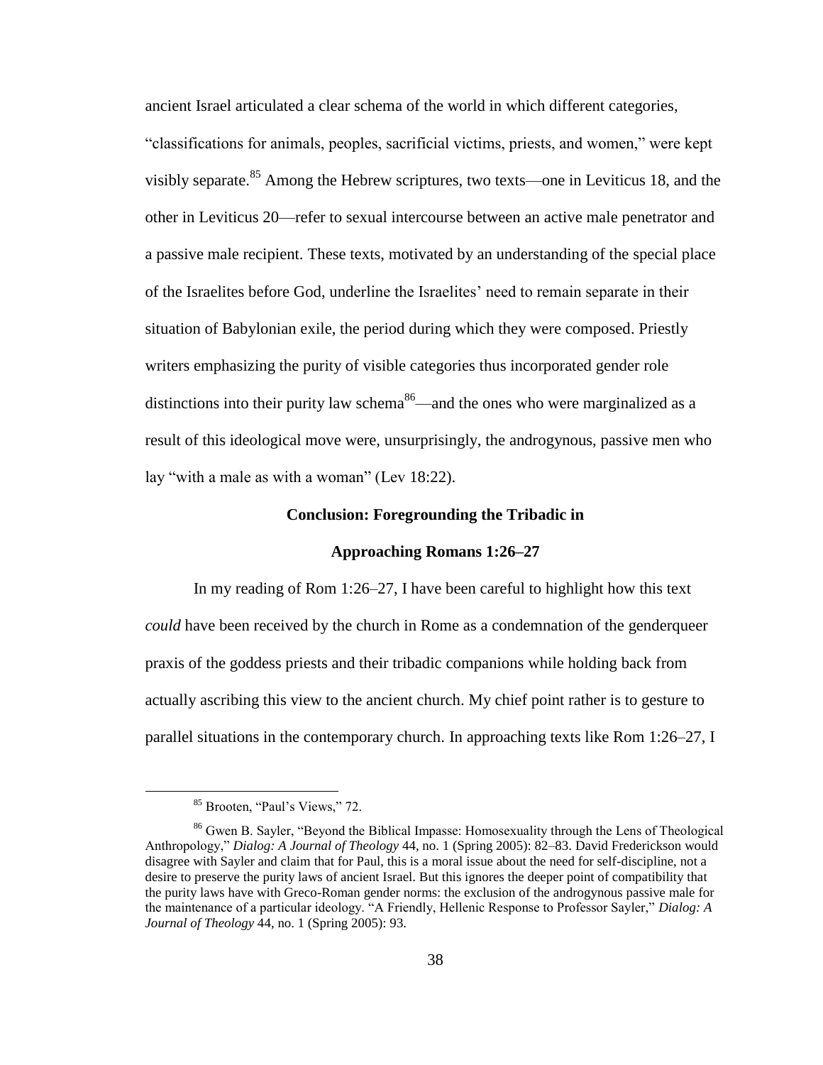ancient Israel articulated a clear schema of the world in which different categories, "classifications for animals, peoples, sacrificial victims, priests, and women," were kept visibly separate.[85] Among the Hebrew scriptures, two texts—one in Leviticus 18, and the other in Leviticus 20—refer to sexual intercourse between an active male penetrator and a passive male recipient. These texts, motivated by an understanding of the special place of the Israelites before God, underline the Israelites' need to remain separate in their situation of Babylonian exile, the period during which they were composed. Priestly writers emphasizing the purity of visible categories thus incorporated gender role distinctions into their purity law schema[86]—and the ones who were marginalized as a result of this ideological move were, unsurprisingly, the androgynous, passive men who lay "with a male as with a woman" (Lev 18:22).

## Conclusion: Foregrounding the Tribadic in Approaching Romans 1:26–27

In my reading of Rom 1:26–27, I have been careful to highlight how this text *could* have been received by the church in Rome as a condemnation of the genderqueer praxis of the goddess priests and their tribadic companions while holding back from actually ascribing this view to the ancient church. My chief point rather is to gesture to parallel situations in the contemporary church. In approaching texts like Rom 1:26–27, I

---

[85] Brooten, "Paul's Views," 72.

[86] Gwen B. Sayler, "Beyond the Biblical Impasse: Homosexuality through the Lens of Theological Anthropology," *Dialog: A Journal of Theology* 44, no. 1 (Spring 2005): 82–83. David Frederickson would disagree with Sayler and claim that for Paul, this is a moral issue about the need for self-discipline, not a desire to preserve the purity laws of ancient Israel. But this ignores the deeper point of compatibility that the purity laws have with Greco-Roman gender norms: the exclusion of the androgynous passive male for the maintenance of a particular ideology. "A Friendly, Hellenic Response to Professor Sayler," *Dialog: A Journal of Theology* 44, no. 1 (Spring 2005): 93.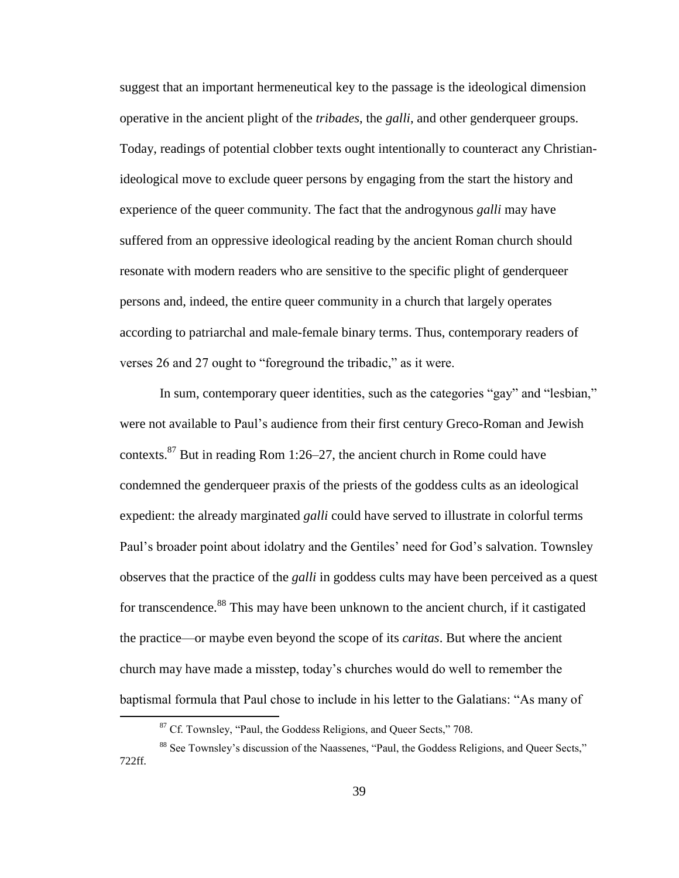suggest that an important hermeneutical key to the passage is the ideological dimension operative in the ancient plight of the *tribades*, the *galli*, and other genderqueer groups. Today, readings of potential clobber texts ought intentionally to counteract any Christian-ideological move to exclude queer persons by engaging from the start the history and experience of the queer community. The fact that the androgynous *galli* may have suffered from an oppressive ideological reading by the ancient Roman church should resonate with modern readers who are sensitive to the specific plight of genderqueer persons and, indeed, the entire queer community in a church that largely operates according to patriarchal and male-female binary terms. Thus, contemporary readers of verses 26 and 27 ought to "foreground the tribadic," as it were.

In sum, contemporary queer identities, such as the categories "gay" and "lesbian," were not available to Paul's audience from their first century Greco-Roman and Jewish contexts.[87] But in reading Rom 1:26–27, the ancient church in Rome could have condemned the genderqueer praxis of the priests of the goddess cults as an ideological expedient: the already marginated *galli* could have served to illustrate in colorful terms Paul's broader point about idolatry and the Gentiles' need for God's salvation. Townsley observes that the practice of the *galli* in goddess cults may have been perceived as a quest for transcendence.[88] This may have been unknown to the ancient church, if it castigated the practice—or maybe even beyond the scope of its *caritas*. But where the ancient church may have made a misstep, today's churches would do well to remember the baptismal formula that Paul chose to include in his letter to the Galatians: "As many of

[87] Cf. Townsley, "Paul, the Goddess Religions, and Queer Sects," 708.

[88] See Townsley's discussion of the Naassenes, "Paul, the Goddess Religions, and Queer Sects," 722ff.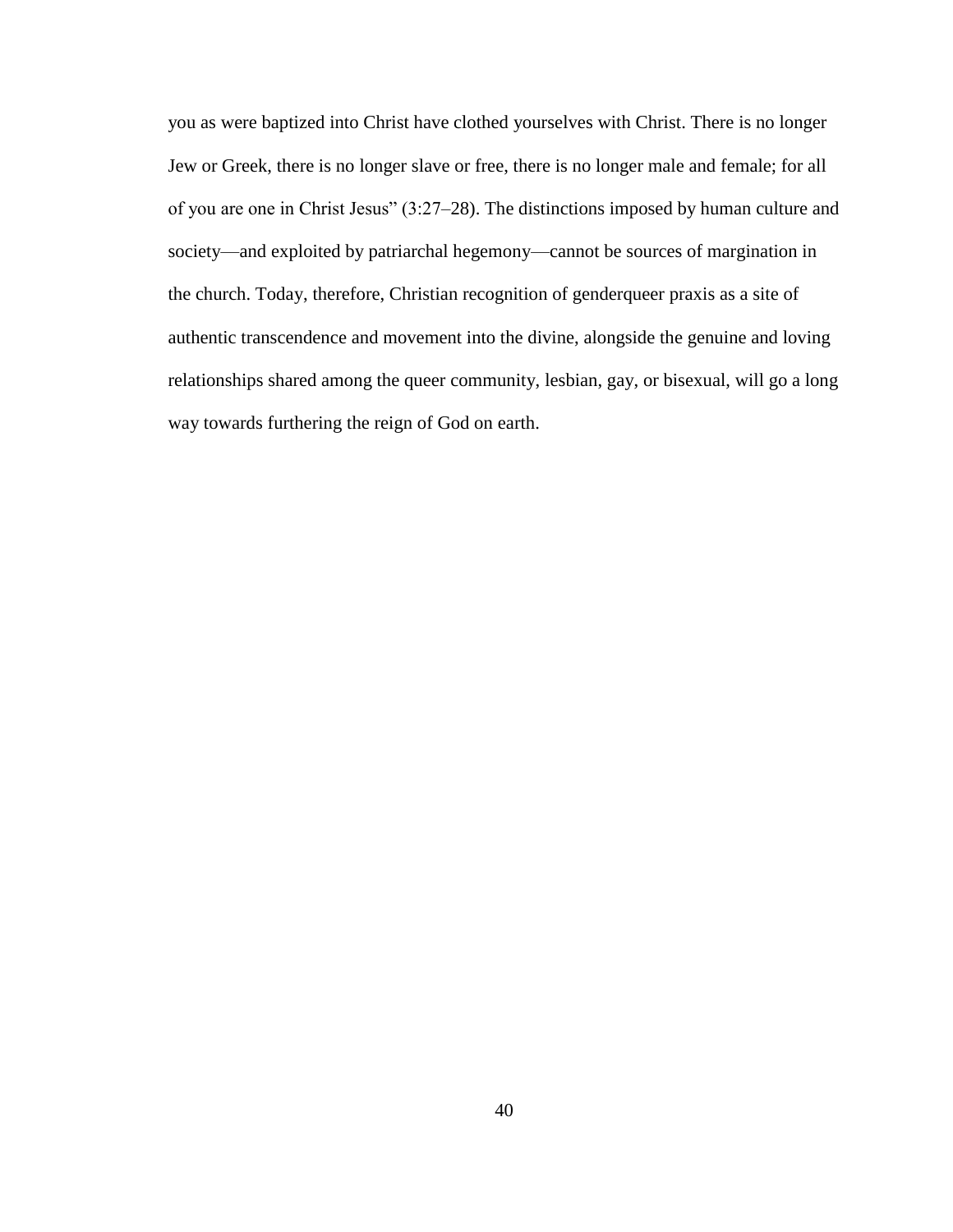you as were baptized into Christ have clothed yourselves with Christ. There is no longer Jew or Greek, there is no longer slave or free, there is no longer male and female; for all of you are one in Christ Jesus" (3:27–28). The distinctions imposed by human culture and society—and exploited by patriarchal hegemony—cannot be sources of margination in the church. Today, therefore, Christian recognition of genderqueer praxis as a site of authentic transcendence and movement into the divine, alongside the genuine and loving relationships shared among the queer community, lesbian, gay, or bisexual, will go a long way towards furthering the reign of God on earth.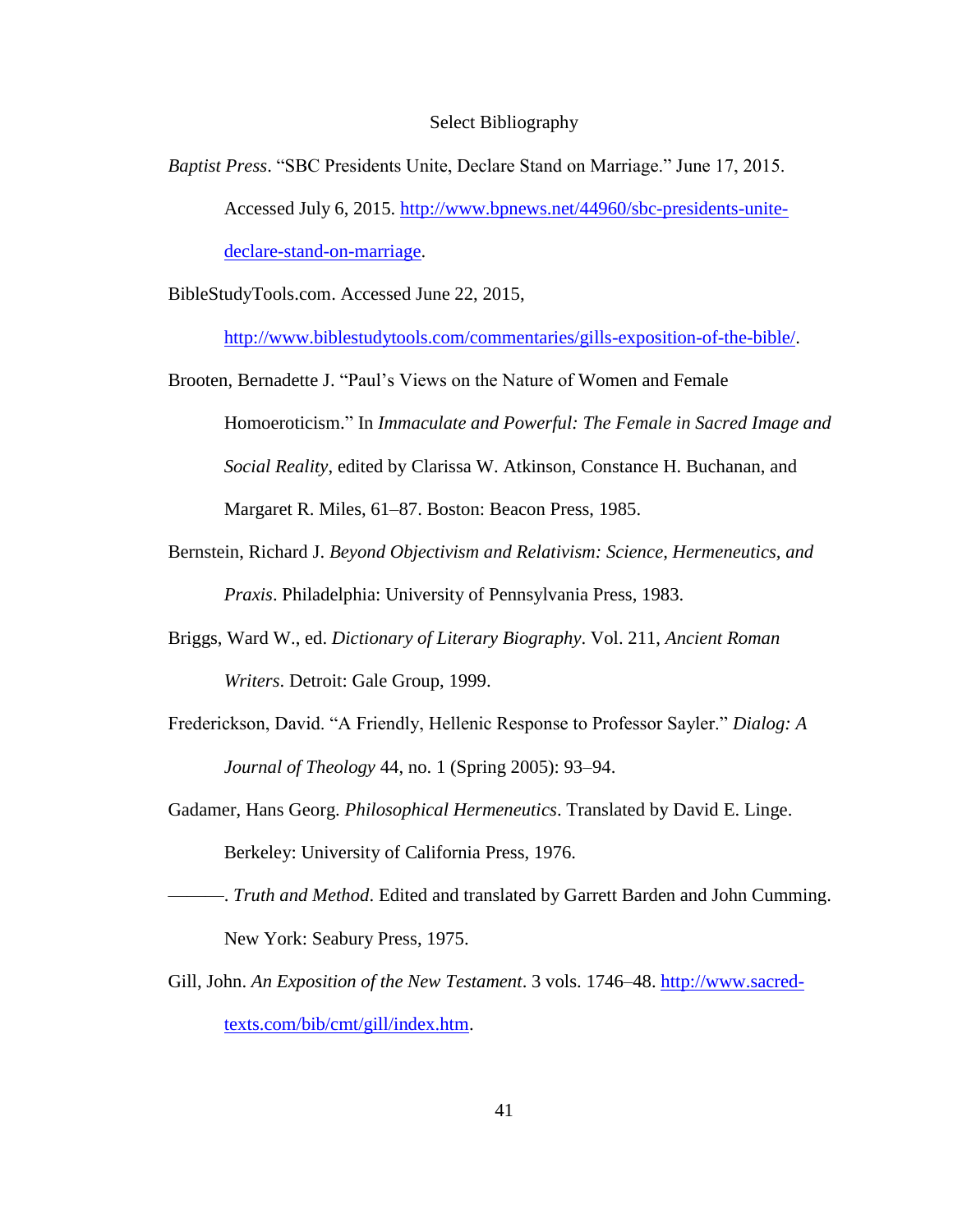## Select Bibliography

*Baptist Press*. "SBC Presidents Unite, Declare Stand on Marriage." June 17, 2015. Accessed July 6, 2015. http://www.bpnews.net/44960/sbc-presidents-unite-declare-stand-on-marriage.

BibleStudyTools.com. Accessed June 22, 2015, http://www.biblestudytools.com/commentaries/gills-exposition-of-the-bible/.

Brooten, Bernadette J. "Paul's Views on the Nature of Women and Female Homoeroticism." In *Immaculate and Powerful: The Female in Sacred Image and Social Reality*, edited by Clarissa W. Atkinson, Constance H. Buchanan, and Margaret R. Miles, 61–87. Boston: Beacon Press, 1985.

Bernstein, Richard J. *Beyond Objectivism and Relativism: Science, Hermeneutics, and Praxis*. Philadelphia: University of Pennsylvania Press, 1983.

Briggs, Ward W., ed. *Dictionary of Literary Biography*. Vol. 211, *Ancient Roman Writers*. Detroit: Gale Group, 1999.

Frederickson, David. "A Friendly, Hellenic Response to Professor Sayler." *Dialog: A Journal of Theology* 44, no. 1 (Spring 2005): 93–94.

Gadamer, Hans Georg. *Philosophical Hermeneutics*. Translated by David E. Linge. Berkeley: University of California Press, 1976.

———. *Truth and Method*. Edited and translated by Garrett Barden and John Cumming. New York: Seabury Press, 1975.

Gill, John. *An Exposition of the New Testament*. 3 vols. 1746–48. http://www.sacred-texts.com/bib/cmt/gill/index.htm.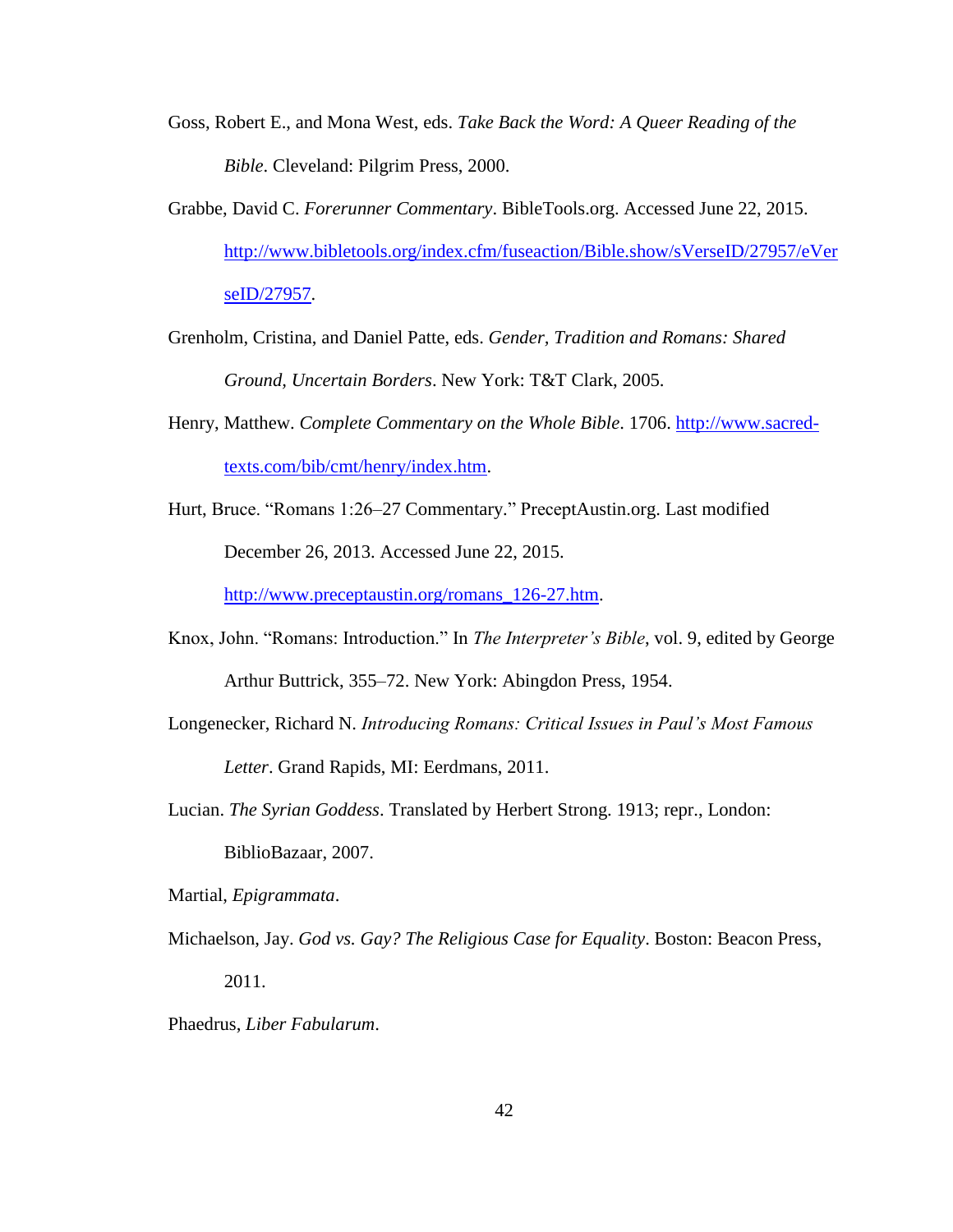Goss, Robert E., and Mona West, eds. *Take Back the Word: A Queer Reading of the Bible*. Cleveland: Pilgrim Press, 2000.

Grabbe, David C. *Forerunner Commentary*. BibleTools.org. Accessed June 22, 2015. http://www.bibletools.org/index.cfm/fuseaction/Bible.show/sVerseID/27957/eVerseID/27957.

Grenholm, Cristina, and Daniel Patte, eds. *Gender, Tradition and Romans: Shared Ground, Uncertain Borders*. New York: T&T Clark, 2005.

Henry, Matthew. *Complete Commentary on the Whole Bible*. 1706. http://www.sacred-texts.com/bib/cmt/henry/index.htm.

Hurt, Bruce. "Romans 1:26–27 Commentary." PreceptAustin.org. Last modified December 26, 2013. Accessed June 22, 2015. http://www.preceptaustin.org/romans_126-27.htm.

Knox, John. "Romans: Introduction." In *The Interpreter's Bible*, vol. 9, edited by George Arthur Buttrick, 355–72. New York: Abingdon Press, 1954.

Longenecker, Richard N. *Introducing Romans: Critical Issues in Paul's Most Famous Letter*. Grand Rapids, MI: Eerdmans, 2011.

Lucian. *The Syrian Goddess*. Translated by Herbert Strong. 1913; repr., London: BiblioBazaar, 2007.

Martial, *Epigrammata*.

Michaelson, Jay. *God vs. Gay? The Religious Case for Equality*. Boston: Beacon Press, 2011.

Phaedrus, *Liber Fabularum*.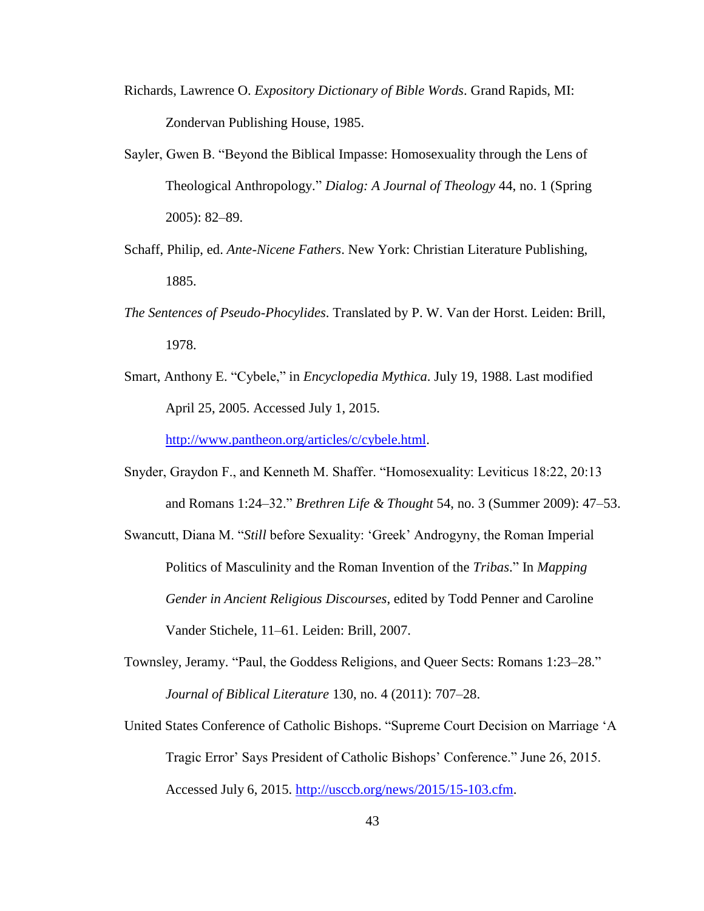Richards, Lawrence O. *Expository Dictionary of Bible Words*. Grand Rapids, MI: Zondervan Publishing House, 1985.

Sayler, Gwen B. "Beyond the Biblical Impasse: Homosexuality through the Lens of Theological Anthropology." *Dialog: A Journal of Theology* 44, no. 1 (Spring 2005): 82–89.

Schaff, Philip, ed. *Ante-Nicene Fathers*. New York: Christian Literature Publishing, 1885.

*The Sentences of Pseudo-Phocylides*. Translated by P. W. Van der Horst. Leiden: Brill, 1978.

Smart, Anthony E. "Cybele," in *Encyclopedia Mythica*. July 19, 1988. Last modified April 25, 2005. Accessed July 1, 2015. http://www.pantheon.org/articles/c/cybele.html.

Snyder, Graydon F., and Kenneth M. Shaffer. "Homosexuality: Leviticus 18:22, 20:13 and Romans 1:24–32." *Brethren Life & Thought* 54, no. 3 (Summer 2009): 47–53.

Swancutt, Diana M. "*Still* before Sexuality: 'Greek' Androgyny, the Roman Imperial Politics of Masculinity and the Roman Invention of the *Tribas*." In *Mapping Gender in Ancient Religious Discourses*, edited by Todd Penner and Caroline Vander Stichele, 11–61. Leiden: Brill, 2007.

Townsley, Jeramy. "Paul, the Goddess Religions, and Queer Sects: Romans 1:23–28." *Journal of Biblical Literature* 130, no. 4 (2011): 707–28.

United States Conference of Catholic Bishops. "Supreme Court Decision on Marriage 'A Tragic Error' Says President of Catholic Bishops' Conference." June 26, 2015. Accessed July 6, 2015. http://usccb.org/news/2015/15-103.cfm.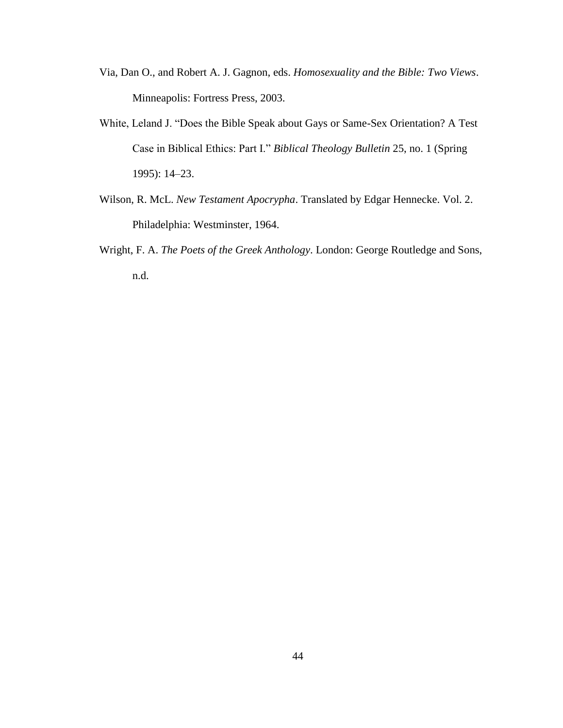Via, Dan O., and Robert A. J. Gagnon, eds. *Homosexuality and the Bible: Two Views*. Minneapolis: Fortress Press, 2003.

White, Leland J. "Does the Bible Speak about Gays or Same-Sex Orientation? A Test Case in Biblical Ethics: Part I." *Biblical Theology Bulletin* 25, no. 1 (Spring 1995): 14–23.

Wilson, R. McL. *New Testament Apocrypha*. Translated by Edgar Hennecke. Vol. 2. Philadelphia: Westminster, 1964.

Wright, F. A. *The Poets of the Greek Anthology*. London: George Routledge and Sons, n.d.